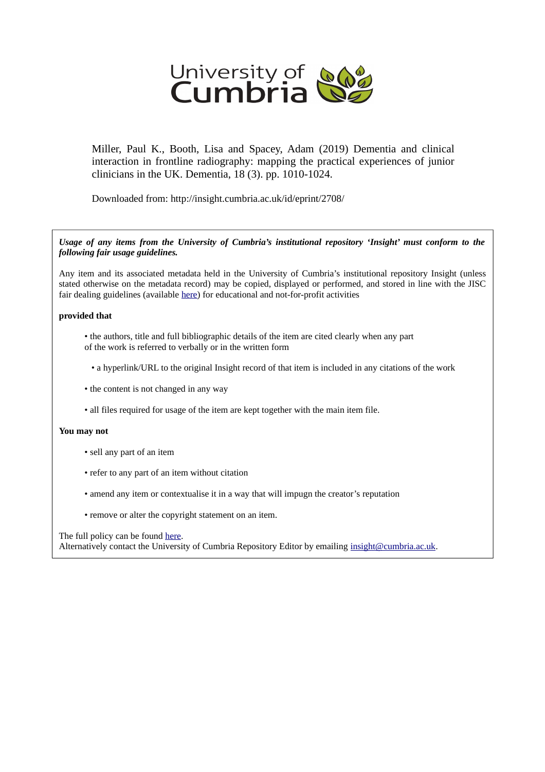University of Cumbria

Miller, Paul K., Booth, Lisa and Spacey, Adam (2019) Dementia and clinical interaction in frontline radiography: mapping the practical experiences of junior clinicians in the UK. Dementia, 18 (3). pp. 1010-1024.

Downloaded from: http://insight.cumbria.ac.uk/id/eprint/2708/

***Usage of any items from the University of Cumbria's institutional repository 'Insight' must conform to the following fair usage guidelines.***

Any item and its associated metadata held in the University of Cumbria's institutional repository Insight (unless stated otherwise on the metadata record) may be copied, displayed or performed, and stored in line with the JISC fair dealing guidelines (available here) for educational and not-for-profit activities

**provided that**

- the authors, title and full bibliographic details of the item are cited clearly when any part of the work is referred to verbally or in the written form
- a hyperlink/URL to the original Insight record of that item is included in any citations of the work
- the content is not changed in any way
- all files required for usage of the item are kept together with the main item file.

**You may not**

- sell any part of an item
- refer to any part of an item without citation
- amend any item or contextualise it in a way that will impugn the creator's reputation
- remove or alter the copyright statement on an item.

The full policy can be found here.
Alternatively contact the University of Cumbria Repository Editor by emailing insight@cumbria.ac.uk.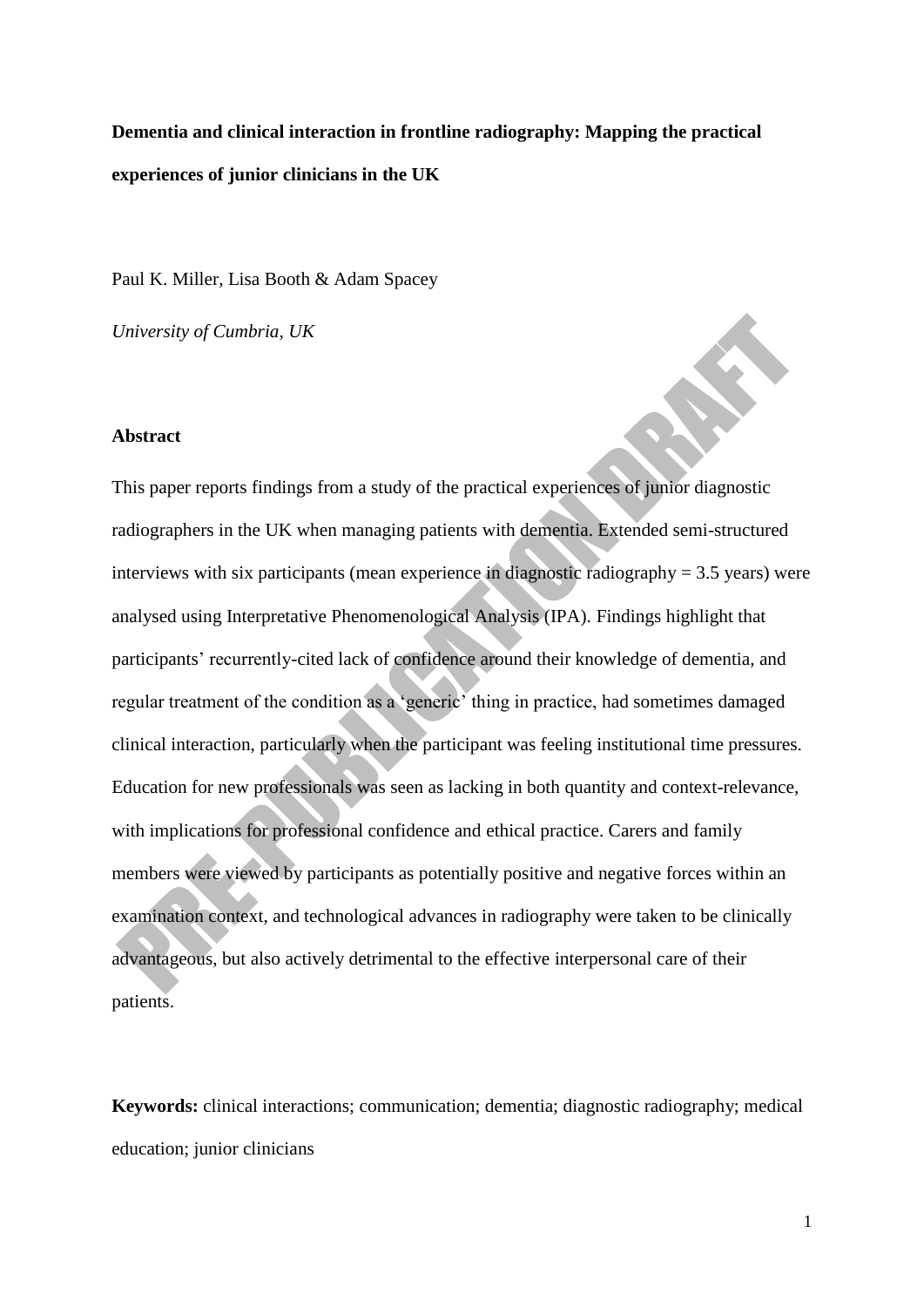**Dementia and clinical interaction in frontline radiography: Mapping the practical experiences of junior clinicians in the UK**

Paul K. Miller, Lisa Booth & Adam Spacey

*University of Cumbria, UK*

**Abstract**

This paper reports findings from a study of the practical experiences of junior diagnostic radiographers in the UK when managing patients with dementia. Extended semi-structured interviews with six participants (mean experience in diagnostic radiography = 3.5 years) were analysed using Interpretative Phenomenological Analysis (IPA). Findings highlight that participants' recurrently-cited lack of confidence around their knowledge of dementia, and regular treatment of the condition as a 'generic' thing in practice, had sometimes damaged clinical interaction, particularly when the participant was feeling institutional time pressures. Education for new professionals was seen as lacking in both quantity and context-relevance, with implications for professional confidence and ethical practice. Carers and family members were viewed by participants as potentially positive and negative forces within an examination context, and technological advances in radiography were taken to be clinically advantageous, but also actively detrimental to the effective interpersonal care of their patients.

**Keywords:** clinical interactions; communication; dementia; diagnostic radiography; medical education; junior clinicians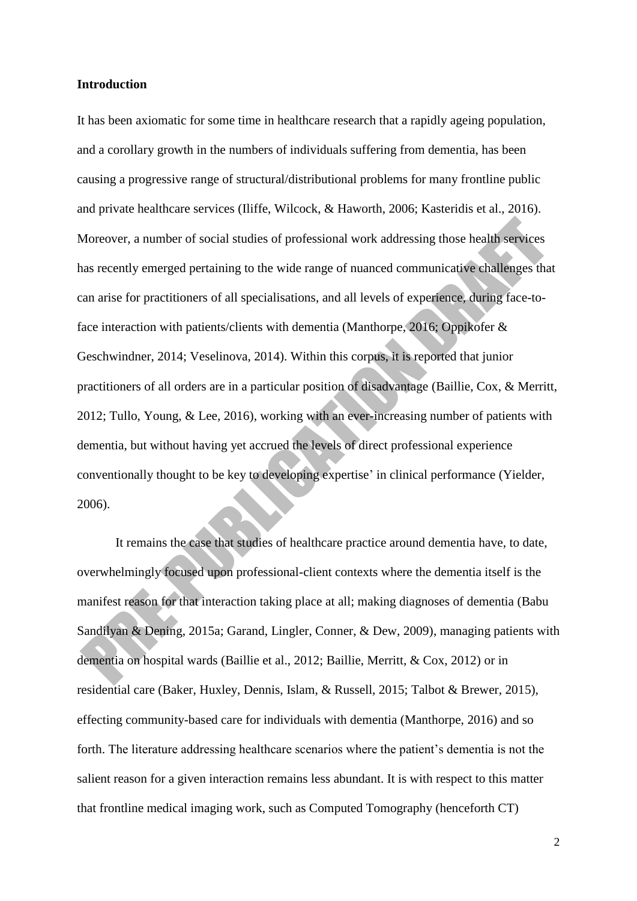**Introduction**

It has been axiomatic for some time in healthcare research that a rapidly ageing population, and a corollary growth in the numbers of individuals suffering from dementia, has been causing a progressive range of structural/distributional problems for many frontline public and private healthcare services (Iliffe, Wilcock, & Haworth, 2006; Kasteridis et al., 2016). Moreover, a number of social studies of professional work addressing those health services has recently emerged pertaining to the wide range of nuanced communicative challenges that can arise for practitioners of all specialisations, and all levels of experience, during face-to-face interaction with patients/clients with dementia (Manthorpe, 2016; Oppikofer & Geschwindner, 2014; Veselinova, 2014). Within this corpus, it is reported that junior practitioners of all orders are in a particular position of disadvantage (Baillie, Cox, & Merritt, 2012; Tullo, Young, & Lee, 2016), working with an ever-increasing number of patients with dementia, but without having yet accrued the levels of direct professional experience conventionally thought to be key to developing expertise' in clinical performance (Yielder, 2006).

It remains the case that studies of healthcare practice around dementia have, to date, overwhelmingly focused upon professional-client contexts where the dementia itself is the manifest reason for that interaction taking place at all; making diagnoses of dementia (Babu Sandilyan & Dening, 2015a; Garand, Lingler, Conner, & Dew, 2009), managing patients with dementia on hospital wards (Baillie et al., 2012; Baillie, Merritt, & Cox, 2012) or in residential care (Baker, Huxley, Dennis, Islam, & Russell, 2015; Talbot & Brewer, 2015), effecting community-based care for individuals with dementia (Manthorpe, 2016) and so forth. The literature addressing healthcare scenarios where the patient's dementia is not the salient reason for a given interaction remains less abundant. It is with respect to this matter that frontline medical imaging work, such as Computed Tomography (henceforth CT)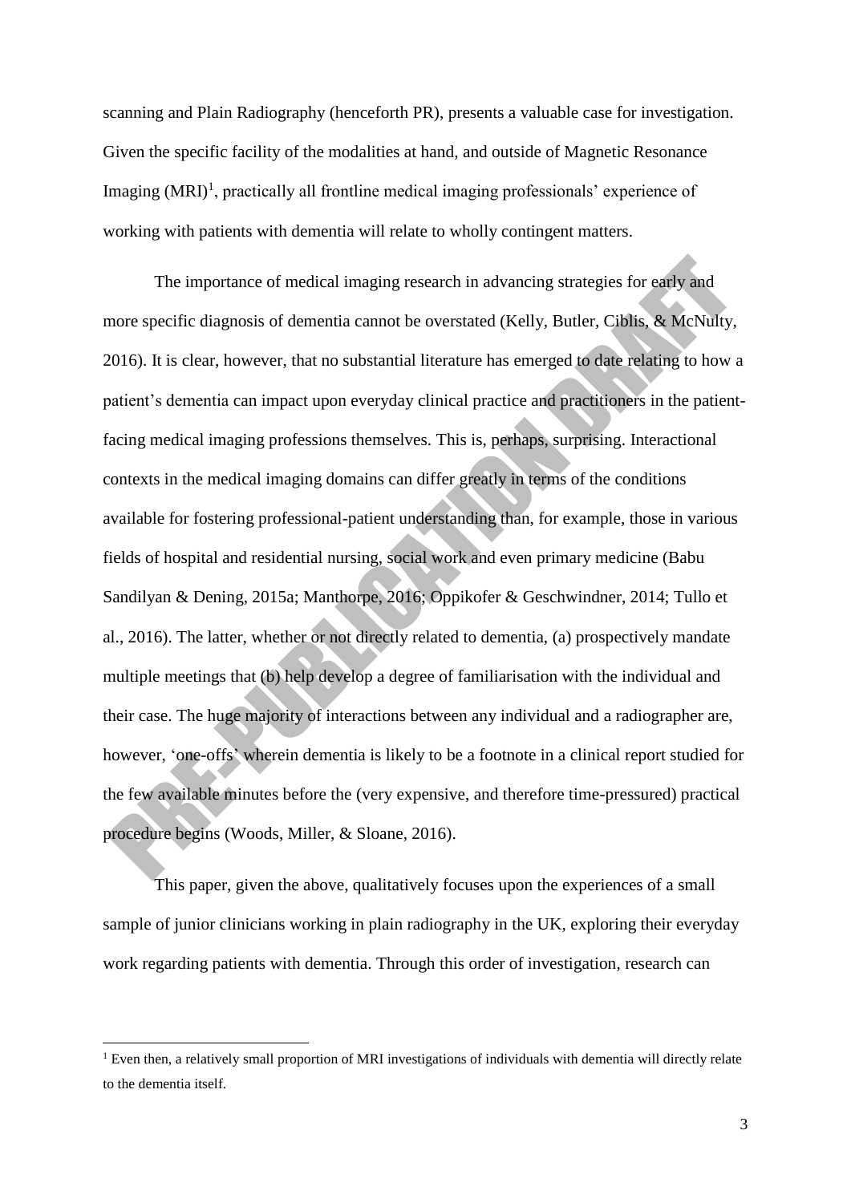scanning and Plain Radiography (henceforth PR), presents a valuable case for investigation. Given the specific facility of the modalities at hand, and outside of Magnetic Resonance Imaging (MRI)[1], practically all frontline medical imaging professionals' experience of working with patients with dementia will relate to wholly contingent matters.

The importance of medical imaging research in advancing strategies for early and more specific diagnosis of dementia cannot be overstated (Kelly, Butler, Ciblis, & McNulty, 2016). It is clear, however, that no substantial literature has emerged to date relating to how a patient's dementia can impact upon everyday clinical practice and practitioners in the patient-facing medical imaging professions themselves. This is, perhaps, surprising. Interactional contexts in the medical imaging domains can differ greatly in terms of the conditions available for fostering professional-patient understanding than, for example, those in various fields of hospital and residential nursing, social work and even primary medicine (Babu Sandilyan & Dening, 2015a; Manthorpe, 2016; Oppikofer & Geschwindner, 2014; Tullo et al., 2016). The latter, whether or not directly related to dementia, (a) prospectively mandate multiple meetings that (b) help develop a degree of familiarisation with the individual and their case. The huge majority of interactions between any individual and a radiographer are, however, 'one-offs' wherein dementia is likely to be a footnote in a clinical report studied for the few available minutes before the (very expensive, and therefore time-pressured) practical procedure begins (Woods, Miller, & Sloane, 2016).

This paper, given the above, qualitatively focuses upon the experiences of a small sample of junior clinicians working in plain radiography in the UK, exploring their everyday work regarding patients with dementia. Through this order of investigation, research can

[1] Even then, a relatively small proportion of MRI investigations of individuals with dementia will directly relate to the dementia itself.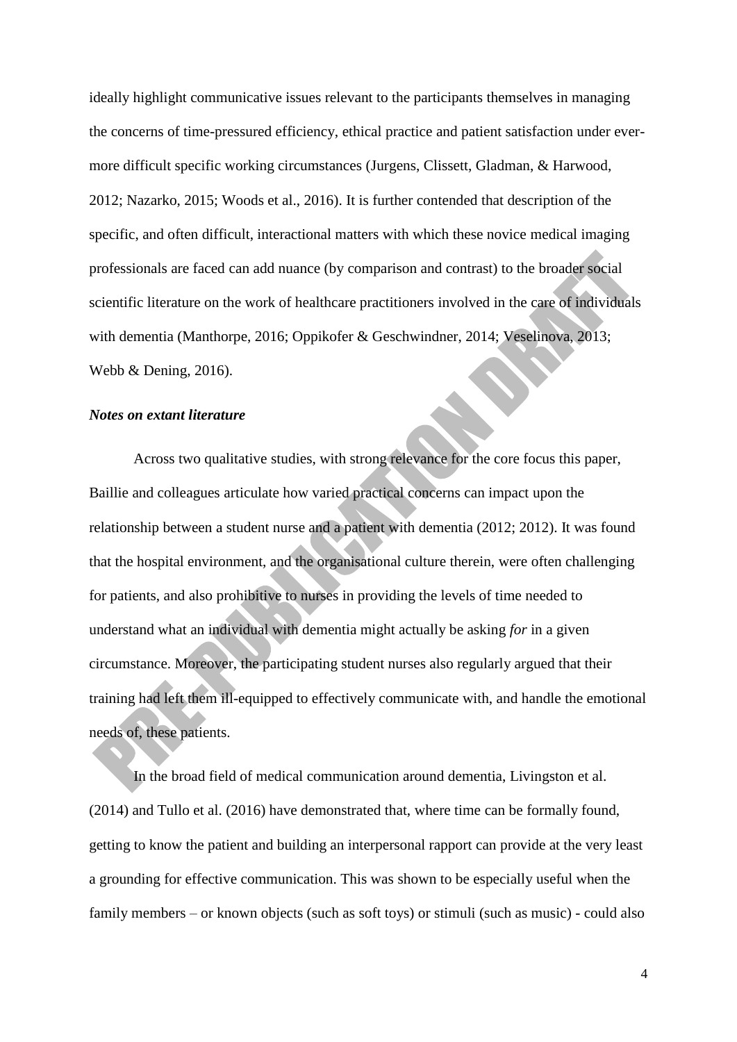ideally highlight communicative issues relevant to the participants themselves in managing the concerns of time-pressured efficiency, ethical practice and patient satisfaction under ever-more difficult specific working circumstances (Jurgens, Clissett, Gladman, & Harwood, 2012; Nazarko, 2015; Woods et al., 2016). It is further contended that description of the specific, and often difficult, interactional matters with which these novice medical imaging professionals are faced can add nuance (by comparison and contrast) to the broader social scientific literature on the work of healthcare practitioners involved in the care of individuals with dementia (Manthorpe, 2016; Oppikofer & Geschwindner, 2014; Veselinova, 2013; Webb & Dening, 2016).

### *Notes on extant literature*

Across two qualitative studies, with strong relevance for the core focus this paper, Baillie and colleagues articulate how varied practical concerns can impact upon the relationship between a student nurse and a patient with dementia (2012; 2012). It was found that the hospital environment, and the organisational culture therein, were often challenging for patients, and also prohibitive to nurses in providing the levels of time needed to understand what an individual with dementia might actually be asking *for* in a given circumstance. Moreover, the participating student nurses also regularly argued that their training had left them ill-equipped to effectively communicate with, and handle the emotional needs of, these patients.

In the broad field of medical communication around dementia, Livingston et al. (2014) and Tullo et al. (2016) have demonstrated that, where time can be formally found, getting to know the patient and building an interpersonal rapport can provide at the very least a grounding for effective communication. This was shown to be especially useful when the family members – or known objects (such as soft toys) or stimuli (such as music) - could also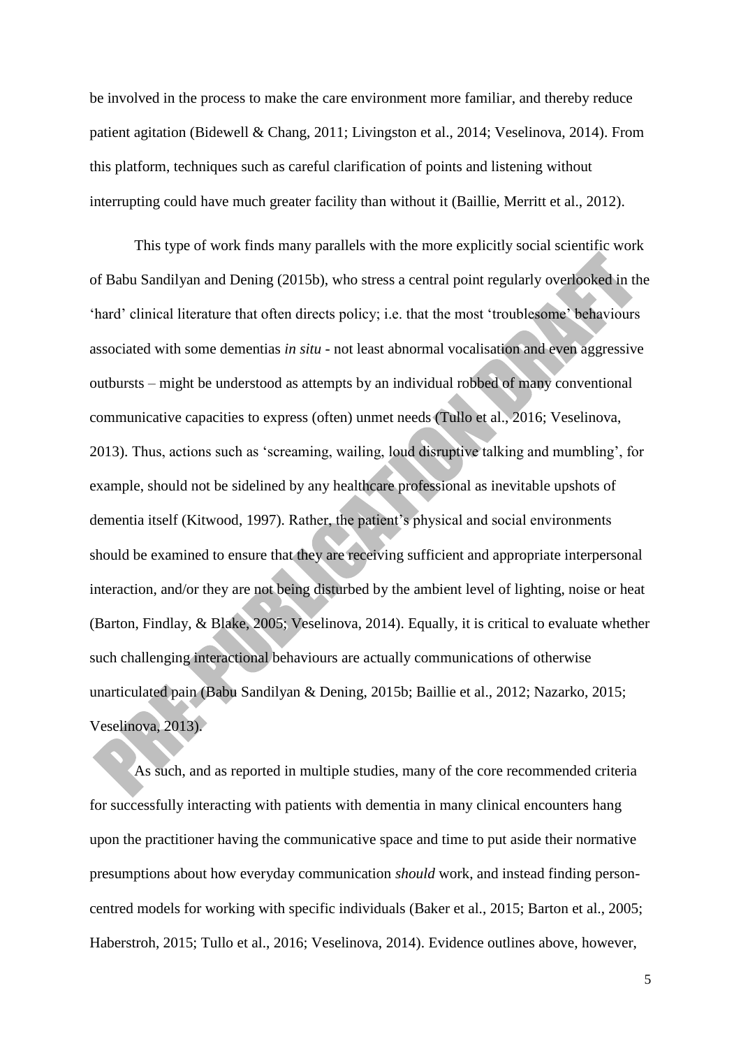be involved in the process to make the care environment more familiar, and thereby reduce patient agitation (Bidewell & Chang, 2011; Livingston et al., 2014; Veselinova, 2014). From this platform, techniques such as careful clarification of points and listening without interrupting could have much greater facility than without it (Baillie, Merritt et al., 2012).

This type of work finds many parallels with the more explicitly social scientific work of Babu Sandilyan and Dening (2015b), who stress a central point regularly overlooked in the 'hard' clinical literature that often directs policy; i.e. that the most 'troublesome' behaviours associated with some dementias *in situ* - not least abnormal vocalisation and even aggressive outbursts – might be understood as attempts by an individual robbed of many conventional communicative capacities to express (often) unmet needs (Tullo et al., 2016; Veselinova, 2013). Thus, actions such as 'screaming, wailing, loud disruptive talking and mumbling', for example, should not be sidelined by any healthcare professional as inevitable upshots of dementia itself (Kitwood, 1997). Rather, the patient's physical and social environments should be examined to ensure that they are receiving sufficient and appropriate interpersonal interaction, and/or they are not being disturbed by the ambient level of lighting, noise or heat (Barton, Findlay, & Blake, 2005; Veselinova, 2014). Equally, it is critical to evaluate whether such challenging interactional behaviours are actually communications of otherwise unarticulated pain (Babu Sandilyan & Dening, 2015b; Baillie et al., 2012; Nazarko, 2015; Veselinova, 2013).

As such, and as reported in multiple studies, many of the core recommended criteria for successfully interacting with patients with dementia in many clinical encounters hang upon the practitioner having the communicative space and time to put aside their normative presumptions about how everyday communication *should* work, and instead finding person-centred models for working with specific individuals (Baker et al., 2015; Barton et al., 2005; Haberstroh, 2015; Tullo et al., 2016; Veselinova, 2014). Evidence outlines above, however,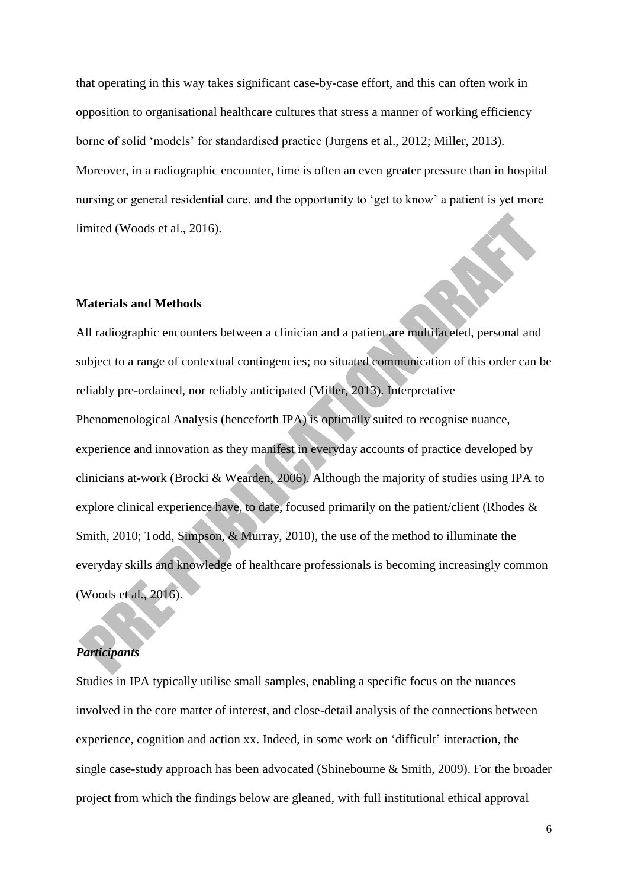that operating in this way takes significant case-by-case effort, and this can often work in opposition to organisational healthcare cultures that stress a manner of working efficiency borne of solid 'models' for standardised practice (Jurgens et al., 2012; Miller, 2013). Moreover, in a radiographic encounter, time is often an even greater pressure than in hospital nursing or general residential care, and the opportunity to 'get to know' a patient is yet more limited (Woods et al., 2016).

## Materials and Methods

All radiographic encounters between a clinician and a patient are multifaceted, personal and subject to a range of contextual contingencies; no situated communication of this order can be reliably pre-ordained, nor reliably anticipated (Miller, 2013). Interpretative Phenomenological Analysis (henceforth IPA) is optimally suited to recognise nuance, experience and innovation as they manifest in everyday accounts of practice developed by clinicians at-work (Brocki & Wearden, 2006). Although the majority of studies using IPA to explore clinical experience have, to date, focused primarily on the patient/client (Rhodes & Smith, 2010; Todd, Simpson, & Murray, 2010), the use of the method to illuminate the everyday skills and knowledge of healthcare professionals is becoming increasingly common (Woods et al., 2016).

### *Participants*

Studies in IPA typically utilise small samples, enabling a specific focus on the nuances involved in the core matter of interest, and close-detail analysis of the connections between experience, cognition and action xx. Indeed, in some work on 'difficult' interaction, the single case-study approach has been advocated (Shinebourne & Smith, 2009). For the broader project from which the findings below are gleaned, with full institutional ethical approval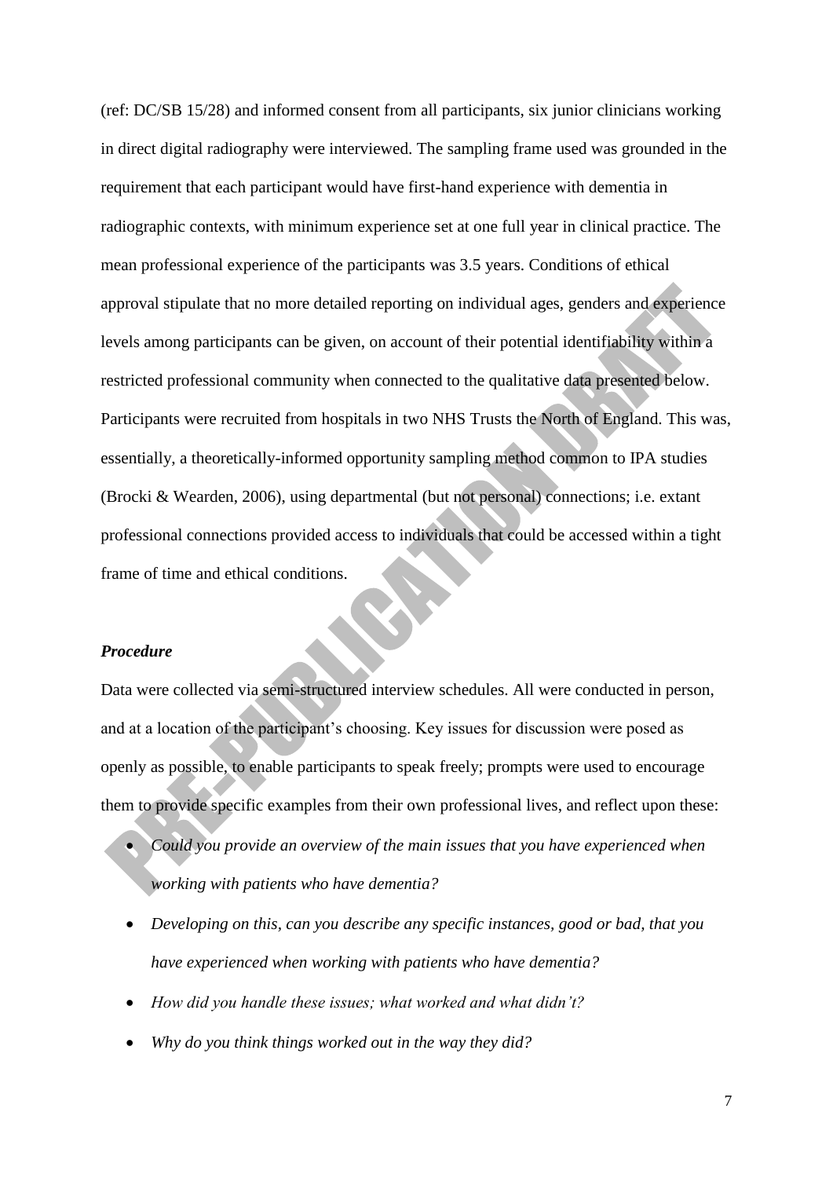(ref: DC/SB 15/28) and informed consent from all participants, six junior clinicians working in direct digital radiography were interviewed. The sampling frame used was grounded in the requirement that each participant would have first-hand experience with dementia in radiographic contexts, with minimum experience set at one full year in clinical practice. The mean professional experience of the participants was 3.5 years. Conditions of ethical approval stipulate that no more detailed reporting on individual ages, genders and experience levels among participants can be given, on account of their potential identifiability within a restricted professional community when connected to the qualitative data presented below. Participants were recruited from hospitals in two NHS Trusts the North of England. This was, essentially, a theoretically-informed opportunity sampling method common to IPA studies (Brocki & Wearden, 2006), using departmental (but not personal) connections; i.e. extant professional connections provided access to individuals that could be accessed within a tight frame of time and ethical conditions.

***Procedure***

Data were collected via semi-structured interview schedules. All were conducted in person, and at a location of the participant's choosing. Key issues for discussion were posed as openly as possible, to enable participants to speak freely; prompts were used to encourage them to provide specific examples from their own professional lives, and reflect upon these:

- *Could you provide an overview of the main issues that you have experienced when working with patients who have dementia?*
- *Developing on this, can you describe any specific instances, good or bad, that you have experienced when working with patients who have dementia?*
- *How did you handle these issues; what worked and what didn't?*
- *Why do you think things worked out in the way they did?*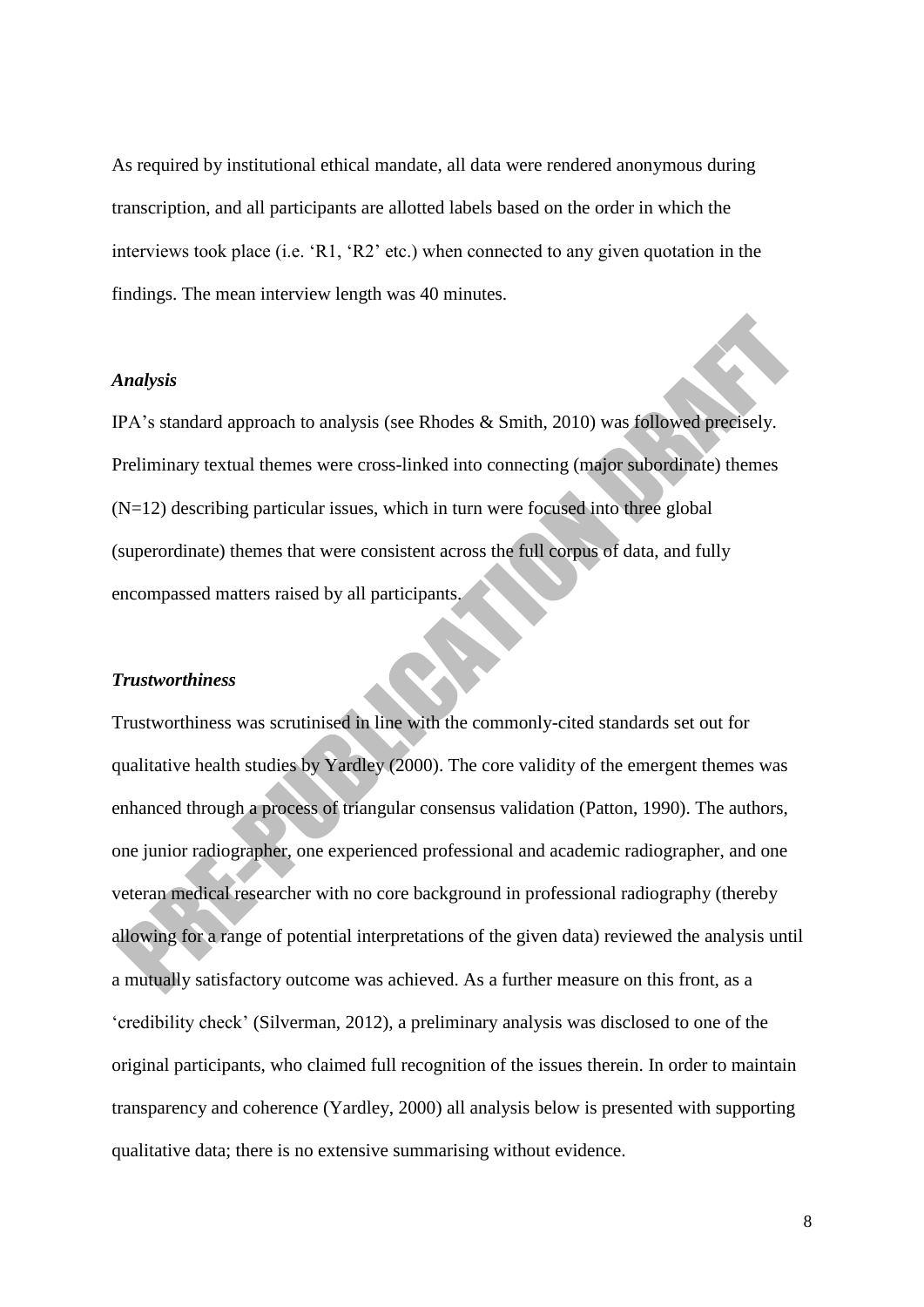As required by institutional ethical mandate, all data were rendered anonymous during transcription, and all participants are allotted labels based on the order in which the interviews took place (i.e. 'R1, 'R2' etc.) when connected to any given quotation in the findings. The mean interview length was 40 minutes.

### *Analysis*

IPA's standard approach to analysis (see Rhodes & Smith, 2010) was followed precisely. Preliminary textual themes were cross-linked into connecting (major subordinate) themes (N=12) describing particular issues, which in turn were focused into three global (superordinate) themes that were consistent across the full corpus of data, and fully encompassed matters raised by all participants.

### *Trustworthiness*

Trustworthiness was scrutinised in line with the commonly-cited standards set out for qualitative health studies by Yardley (2000). The core validity of the emergent themes was enhanced through a process of triangular consensus validation (Patton, 1990). The authors, one junior radiographer, one experienced professional and academic radiographer, and one veteran medical researcher with no core background in professional radiography (thereby allowing for a range of potential interpretations of the given data) reviewed the analysis until a mutually satisfactory outcome was achieved. As a further measure on this front, as a 'credibility check' (Silverman, 2012), a preliminary analysis was disclosed to one of the original participants, who claimed full recognition of the issues therein. In order to maintain transparency and coherence (Yardley, 2000) all analysis below is presented with supporting qualitative data; there is no extensive summarising without evidence.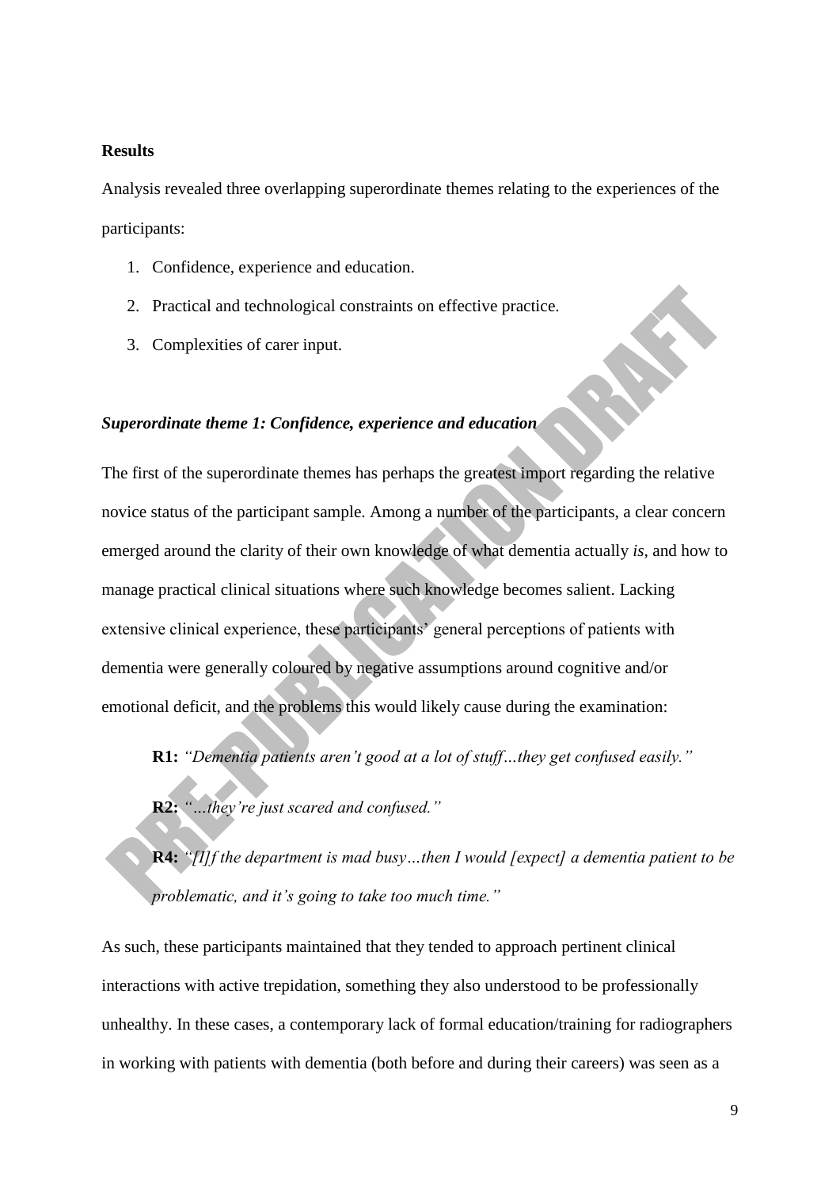## Results

Analysis revealed three overlapping superordinate themes relating to the experiences of the participants:

1. Confidence, experience and education.
2. Practical and technological constraints on effective practice.
3. Complexities of carer input.

### *Superordinate theme 1: Confidence, experience and education*

The first of the superordinate themes has perhaps the greatest import regarding the relative novice status of the participant sample. Among a number of the participants, a clear concern emerged around the clarity of their own knowledge of what dementia actually *is*, and how to manage practical clinical situations where such knowledge becomes salient. Lacking extensive clinical experience, these participants' general perceptions of patients with dementia were generally coloured by negative assumptions around cognitive and/or emotional deficit, and the problems this would likely cause during the examination:

> **R1:** *"Dementia patients aren't good at a lot of stuff…they get confused easily."*
>
> **R2:** *"…they're just scared and confused."*
>
> **R4:** *"[I]f the department is mad busy…then I would [expect] a dementia patient to be problematic, and it's going to take too much time."*

As such, these participants maintained that they tended to approach pertinent clinical interactions with active trepidation, something they also understood to be professionally unhealthy. In these cases, a contemporary lack of formal education/training for radiographers in working with patients with dementia (both before and during their careers) was seen as a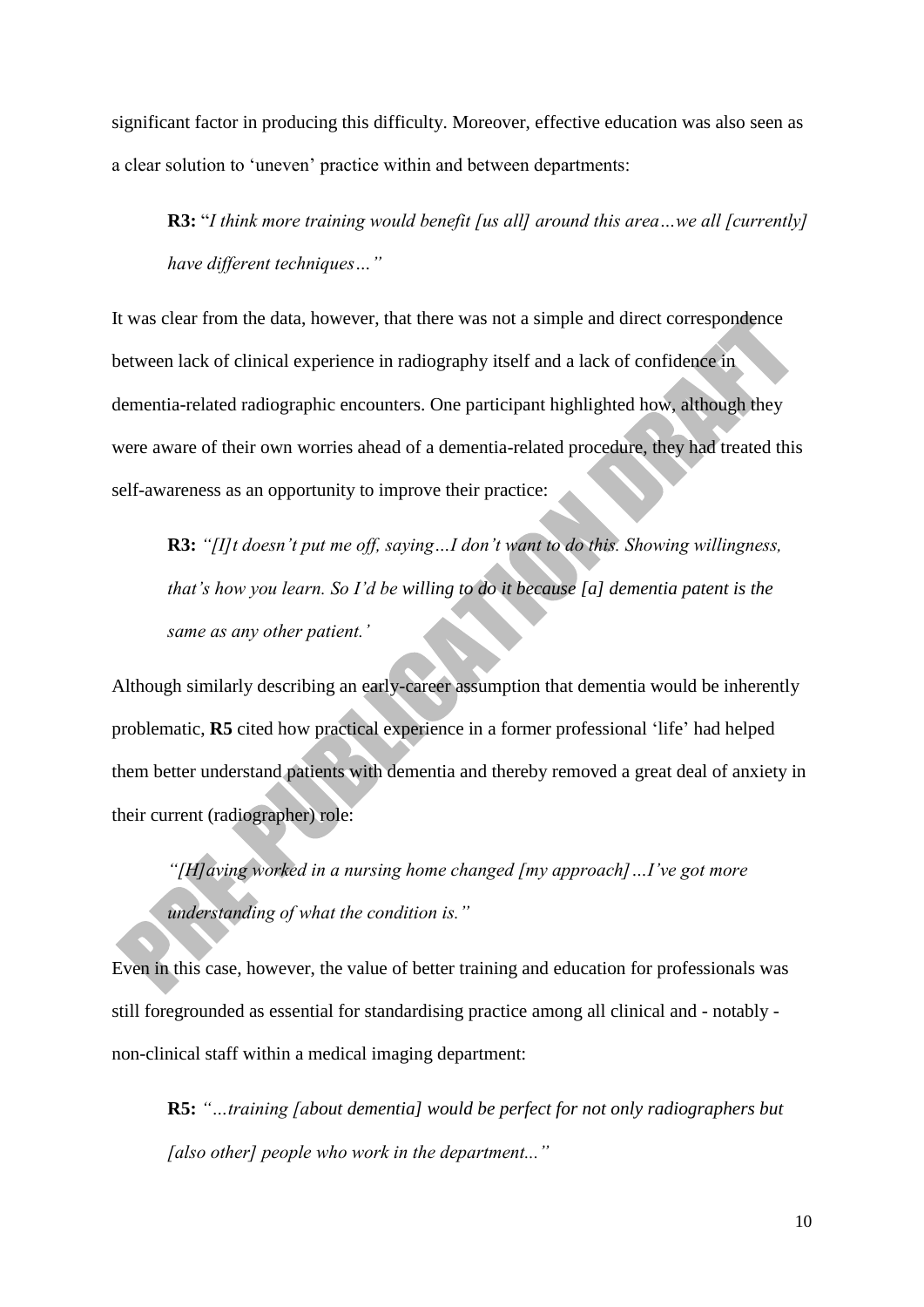significant factor in producing this difficulty. Moreover, effective education was also seen as a clear solution to 'uneven' practice within and between departments:

> **R3:** "*I think more training would benefit [us all] around this area…we all [currently] have different techniques…"*

It was clear from the data, however, that there was not a simple and direct correspondence between lack of clinical experience in radiography itself and a lack of confidence in dementia-related radiographic encounters. One participant highlighted how, although they were aware of their own worries ahead of a dementia-related procedure, they had treated this self-awareness as an opportunity to improve their practice:

> **R3:** *"[I]t doesn't put me off, saying…I don't want to do this. Showing willingness, that's how you learn. So I'd be willing to do it because [a] dementia patent is the same as any other patient.'*

Although similarly describing an early-career assumption that dementia would be inherently problematic, **R5** cited how practical experience in a former professional 'life' had helped them better understand patients with dementia and thereby removed a great deal of anxiety in their current (radiographer) role:

> *"[H]aving worked in a nursing home changed [my approach]…I've got more understanding of what the condition is."*

Even in this case, however, the value of better training and education for professionals was still foregrounded as essential for standardising practice among all clinical and - notably - non-clinical staff within a medical imaging department:

> **R5:** *"…training [about dementia] would be perfect for not only radiographers but [also other] people who work in the department..."*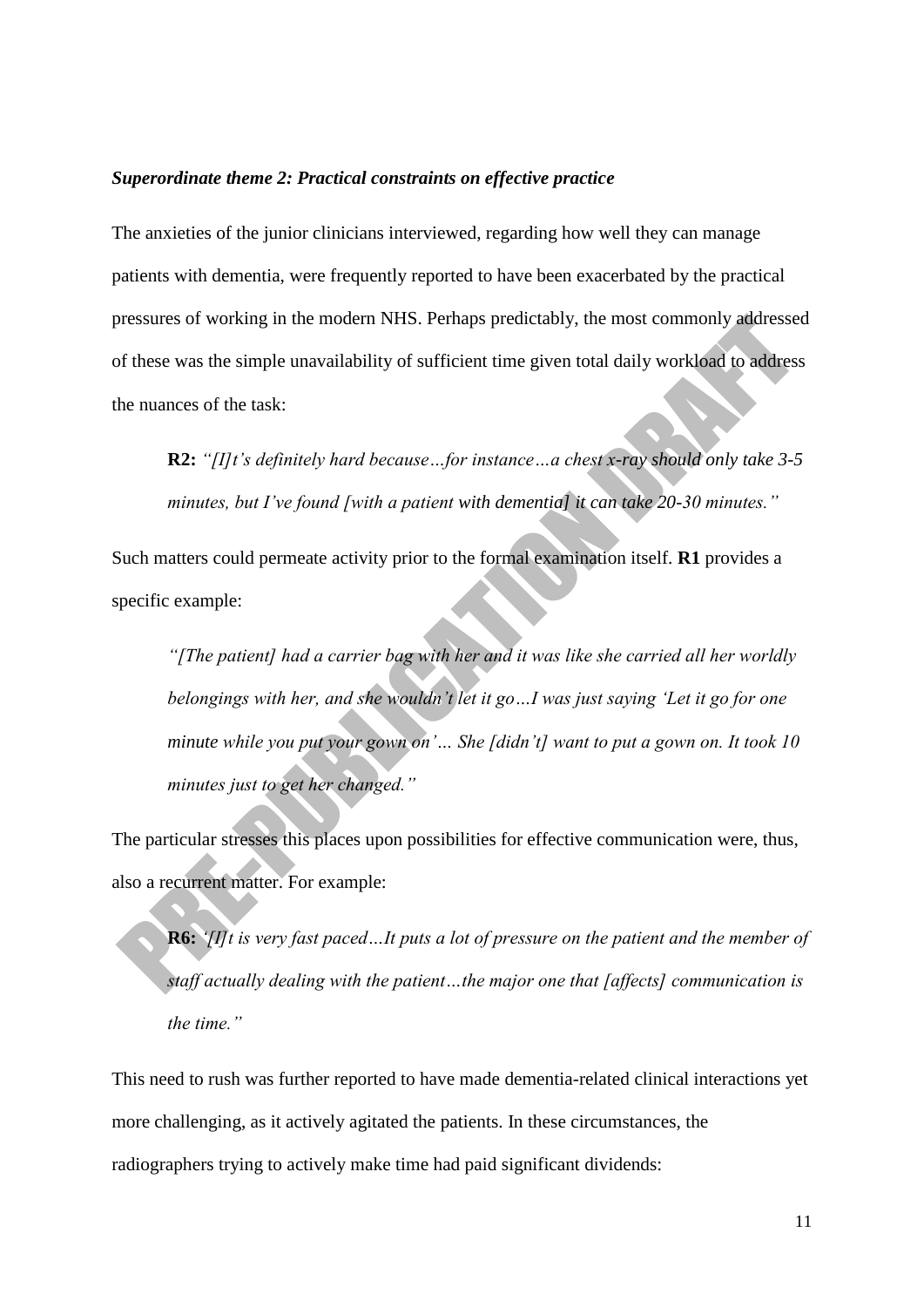***Superordinate theme 2: Practical constraints on effective practice***

The anxieties of the junior clinicians interviewed, regarding how well they can manage patients with dementia, were frequently reported to have been exacerbated by the practical pressures of working in the modern NHS. Perhaps predictably, the most commonly addressed of these was the simple unavailability of sufficient time given total daily workload to address the nuances of the task:

> **R2:** *"[I]t's definitely hard because…for instance…a chest x-ray should only take 3-5 minutes, but I've found [with a patient with dementia] it can take 20-30 minutes."*

Such matters could permeate activity prior to the formal examination itself. **R1** provides a specific example:

> *"[The patient] had a carrier bag with her and it was like she carried all her worldly belongings with her, and she wouldn't let it go…I was just saying 'Let it go for one minute while you put your gown on'… She [didn't] want to put a gown on. It took 10 minutes just to get her changed."*

The particular stresses this places upon possibilities for effective communication were, thus, also a recurrent matter. For example:

> **R6:** *'[I]t is very fast paced…It puts a lot of pressure on the patient and the member of staff actually dealing with the patient…the major one that [affects] communication is the time."*

This need to rush was further reported to have made dementia-related clinical interactions yet more challenging, as it actively agitated the patients. In these circumstances, the radiographers trying to actively make time had paid significant dividends: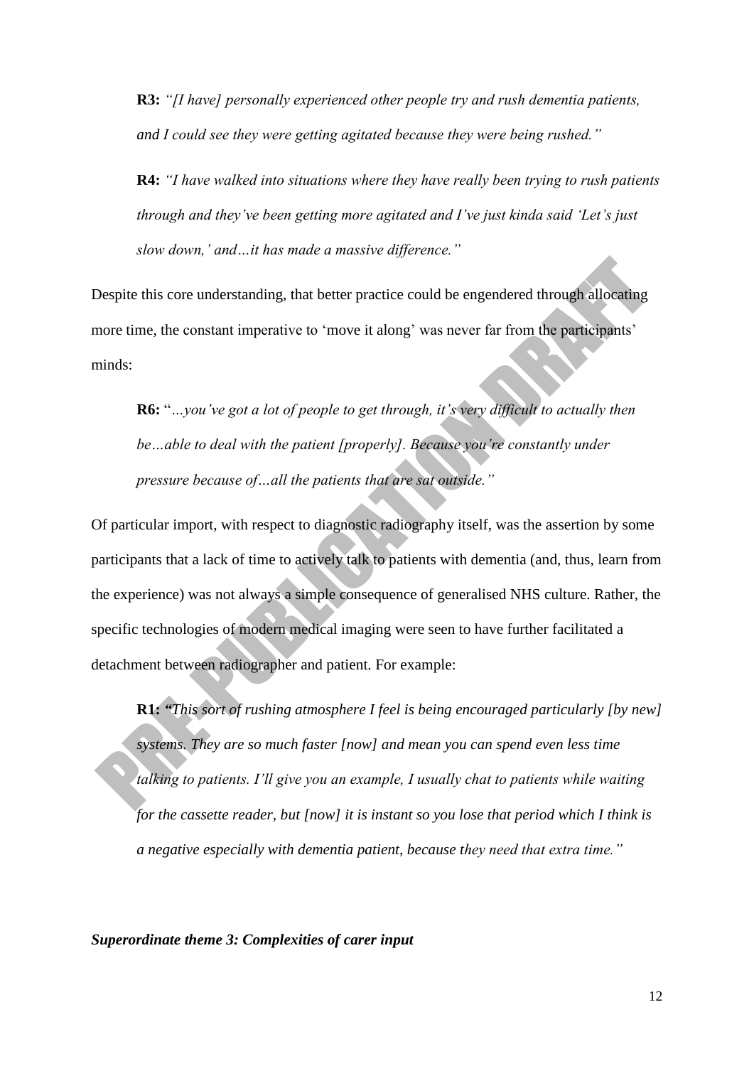**R3:** *"[I have] personally experienced other people try and rush dementia patients, and I could see they were getting agitated because they were being rushed."*

**R4:** *"I have walked into situations where they have really been trying to rush patients through and they've been getting more agitated and I've just kinda said 'Let's just slow down,' and…it has made a massive difference."*

Despite this core understanding, that better practice could be engendered through allocating more time, the constant imperative to 'move it along' was never far from the participants' minds:

**R6:** "*…you've got a lot of people to get through, it's very difficult to actually then be…able to deal with the patient [properly]. Because you're constantly under pressure because of…all the patients that are sat outside."*

Of particular import, with respect to diagnostic radiography itself, was the assertion by some participants that a lack of time to actively talk to patients with dementia (and, thus, learn from the experience) was not always a simple consequence of generalised NHS culture. Rather, the specific technologies of modern medical imaging were seen to have further facilitated a detachment between radiographer and patient. For example:

**R1:** *"This sort of rushing atmosphere I feel is being encouraged particularly [by new] systems. They are so much faster [now] and mean you can spend even less time talking to patients. I'll give you an example, I usually chat to patients while waiting for the cassette reader, but [now] it is instant so you lose that period which I think is a negative especially with dementia patient, because they need that extra time."*

***Superordinate theme 3: Complexities of carer input***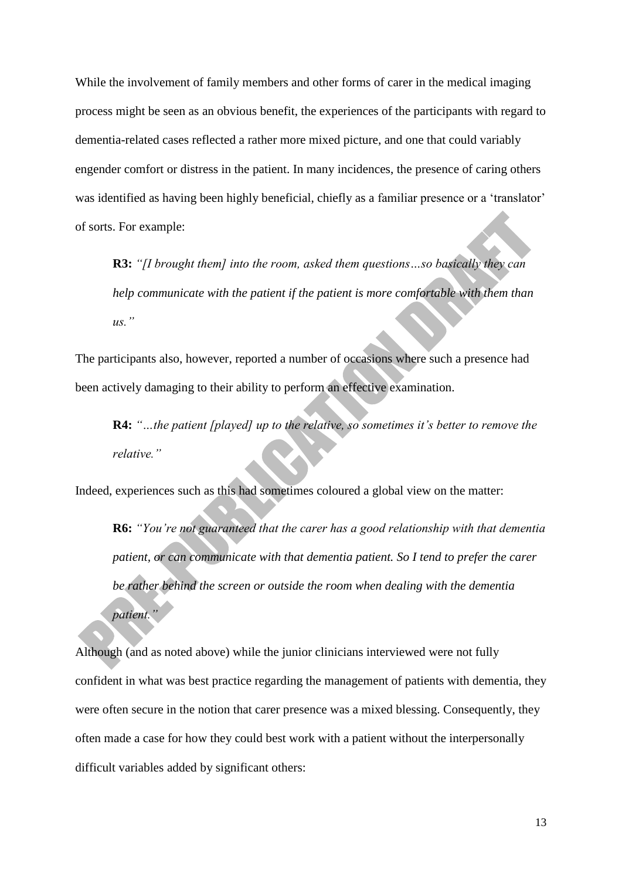While the involvement of family members and other forms of carer in the medical imaging process might be seen as an obvious benefit, the experiences of the participants with regard to dementia-related cases reflected a rather more mixed picture, and one that could variably engender comfort or distress in the patient. In many incidences, the presence of caring others was identified as having been highly beneficial, chiefly as a familiar presence or a 'translator' of sorts. For example:

> **R3:** *"[I brought them] into the room, asked them questions…so basically they can help communicate with the patient if the patient is more comfortable with them than us."*

The participants also, however, reported a number of occasions where such a presence had been actively damaging to their ability to perform an effective examination.

> **R4:** *"…the patient [played] up to the relative, so sometimes it's better to remove the relative."*

Indeed, experiences such as this had sometimes coloured a global view on the matter:

> **R6:** *"You're not guaranteed that the carer has a good relationship with that dementia patient, or can communicate with that dementia patient. So I tend to prefer the carer be rather behind the screen or outside the room when dealing with the dementia patient."*

Although (and as noted above) while the junior clinicians interviewed were not fully confident in what was best practice regarding the management of patients with dementia, they were often secure in the notion that carer presence was a mixed blessing. Consequently, they often made a case for how they could best work with a patient without the interpersonally difficult variables added by significant others: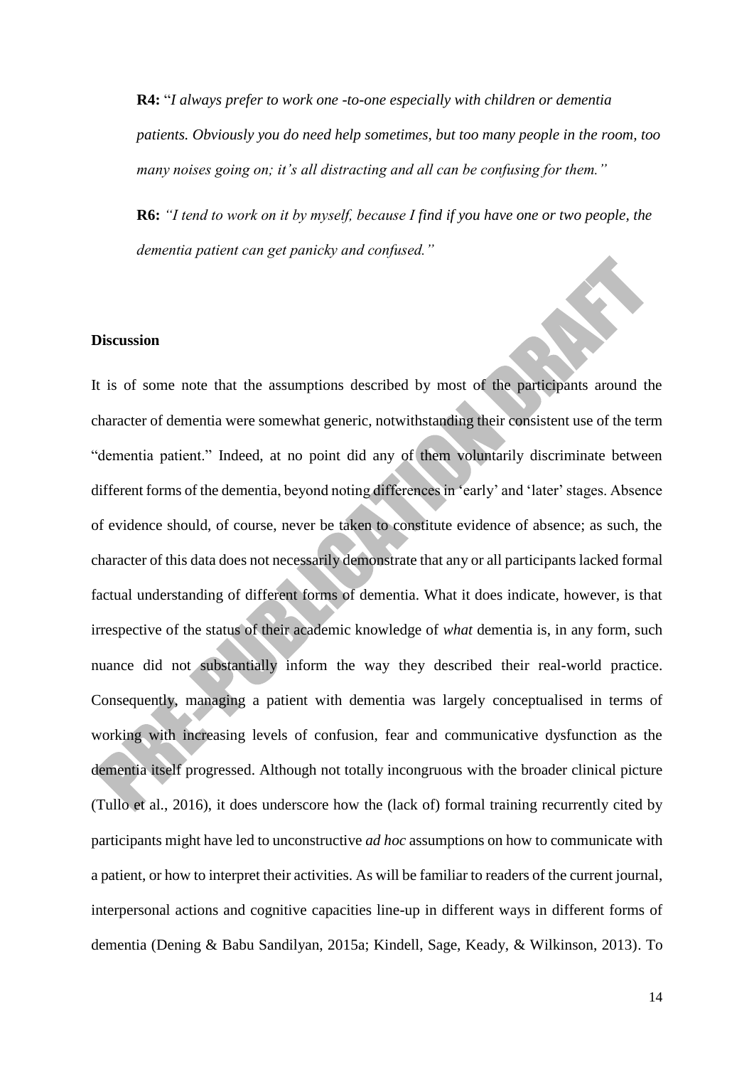**R4:** "*I always prefer to work one -to-one especially with children or dementia patients. Obviously you do need help sometimes, but too many people in the room, too many noises going on; it's all distracting and all can be confusing for them."*

**R6:** *"I tend to work on it by myself, because I find if you have one or two people, the dementia patient can get panicky and confused."*

## Discussion

It is of some note that the assumptions described by most of the participants around the character of dementia were somewhat generic, notwithstanding their consistent use of the term "dementia patient." Indeed, at no point did any of them voluntarily discriminate between different forms of the dementia, beyond noting differences in 'early' and 'later' stages. Absence of evidence should, of course, never be taken to constitute evidence of absence; as such, the character of this data does not necessarily demonstrate that any or all participants lacked formal factual understanding of different forms of dementia. What it does indicate, however, is that irrespective of the status of their academic knowledge of *what* dementia is, in any form, such nuance did not substantially inform the way they described their real-world practice. Consequently, managing a patient with dementia was largely conceptualised in terms of working with increasing levels of confusion, fear and communicative dysfunction as the dementia itself progressed. Although not totally incongruous with the broader clinical picture (Tullo et al., 2016), it does underscore how the (lack of) formal training recurrently cited by participants might have led to unconstructive *ad hoc* assumptions on how to communicate with a patient, or how to interpret their activities. As will be familiar to readers of the current journal, interpersonal actions and cognitive capacities line-up in different ways in different forms of dementia (Dening & Babu Sandilyan, 2015a; Kindell, Sage, Keady, & Wilkinson, 2013). To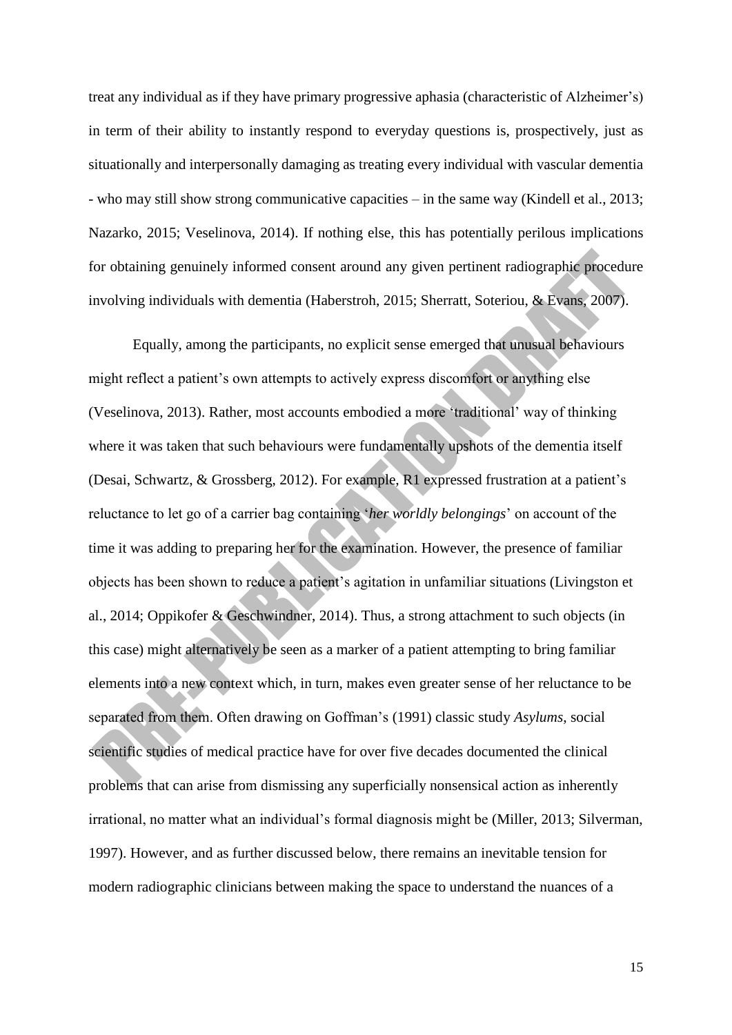treat any individual as if they have primary progressive aphasia (characteristic of Alzheimer's) in term of their ability to instantly respond to everyday questions is, prospectively, just as situationally and interpersonally damaging as treating every individual with vascular dementia - who may still show strong communicative capacities – in the same way (Kindell et al., 2013; Nazarko, 2015; Veselinova, 2014). If nothing else, this has potentially perilous implications for obtaining genuinely informed consent around any given pertinent radiographic procedure involving individuals with dementia (Haberstroh, 2015; Sherratt, Soteriou, & Evans, 2007).

Equally, among the participants, no explicit sense emerged that unusual behaviours might reflect a patient's own attempts to actively express discomfort or anything else (Veselinova, 2013). Rather, most accounts embodied a more 'traditional' way of thinking where it was taken that such behaviours were fundamentally upshots of the dementia itself (Desai, Schwartz, & Grossberg, 2012). For example, R1 expressed frustration at a patient's reluctance to let go of a carrier bag containing '*her worldly belongings*' on account of the time it was adding to preparing her for the examination. However, the presence of familiar objects has been shown to reduce a patient's agitation in unfamiliar situations (Livingston et al., 2014; Oppikofer & Geschwindner, 2014). Thus, a strong attachment to such objects (in this case) might alternatively be seen as a marker of a patient attempting to bring familiar elements into a new context which, in turn, makes even greater sense of her reluctance to be separated from them. Often drawing on Goffman's (1991) classic study *Asylums*, social scientific studies of medical practice have for over five decades documented the clinical problems that can arise from dismissing any superficially nonsensical action as inherently irrational, no matter what an individual's formal diagnosis might be (Miller, 2013; Silverman, 1997). However, and as further discussed below, there remains an inevitable tension for modern radiographic clinicians between making the space to understand the nuances of a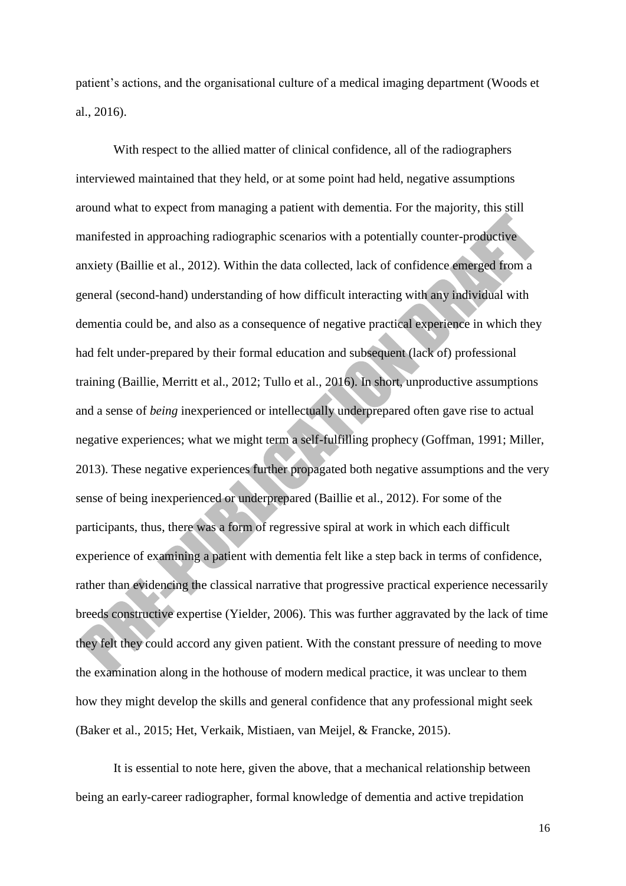patient's actions, and the organisational culture of a medical imaging department (Woods et al., 2016).

With respect to the allied matter of clinical confidence, all of the radiographers interviewed maintained that they held, or at some point had held, negative assumptions around what to expect from managing a patient with dementia. For the majority, this still manifested in approaching radiographic scenarios with a potentially counter-productive anxiety (Baillie et al., 2012). Within the data collected, lack of confidence emerged from a general (second-hand) understanding of how difficult interacting with any individual with dementia could be, and also as a consequence of negative practical experience in which they had felt under-prepared by their formal education and subsequent (lack of) professional training (Baillie, Merritt et al., 2012; Tullo et al., 2016). In short, unproductive assumptions and a sense of *being* inexperienced or intellectually underprepared often gave rise to actual negative experiences; what we might term a self-fulfilling prophecy (Goffman, 1991; Miller, 2013). These negative experiences further propagated both negative assumptions and the very sense of being inexperienced or underprepared (Baillie et al., 2012). For some of the participants, thus, there was a form of regressive spiral at work in which each difficult experience of examining a patient with dementia felt like a step back in terms of confidence, rather than evidencing the classical narrative that progressive practical experience necessarily breeds constructive expertise (Yielder, 2006). This was further aggravated by the lack of time they felt they could accord any given patient. With the constant pressure of needing to move the examination along in the hothouse of modern medical practice, it was unclear to them how they might develop the skills and general confidence that any professional might seek (Baker et al., 2015; Het, Verkaik, Mistiaen, van Meijel, & Francke, 2015).

It is essential to note here, given the above, that a mechanical relationship between being an early-career radiographer, formal knowledge of dementia and active trepidation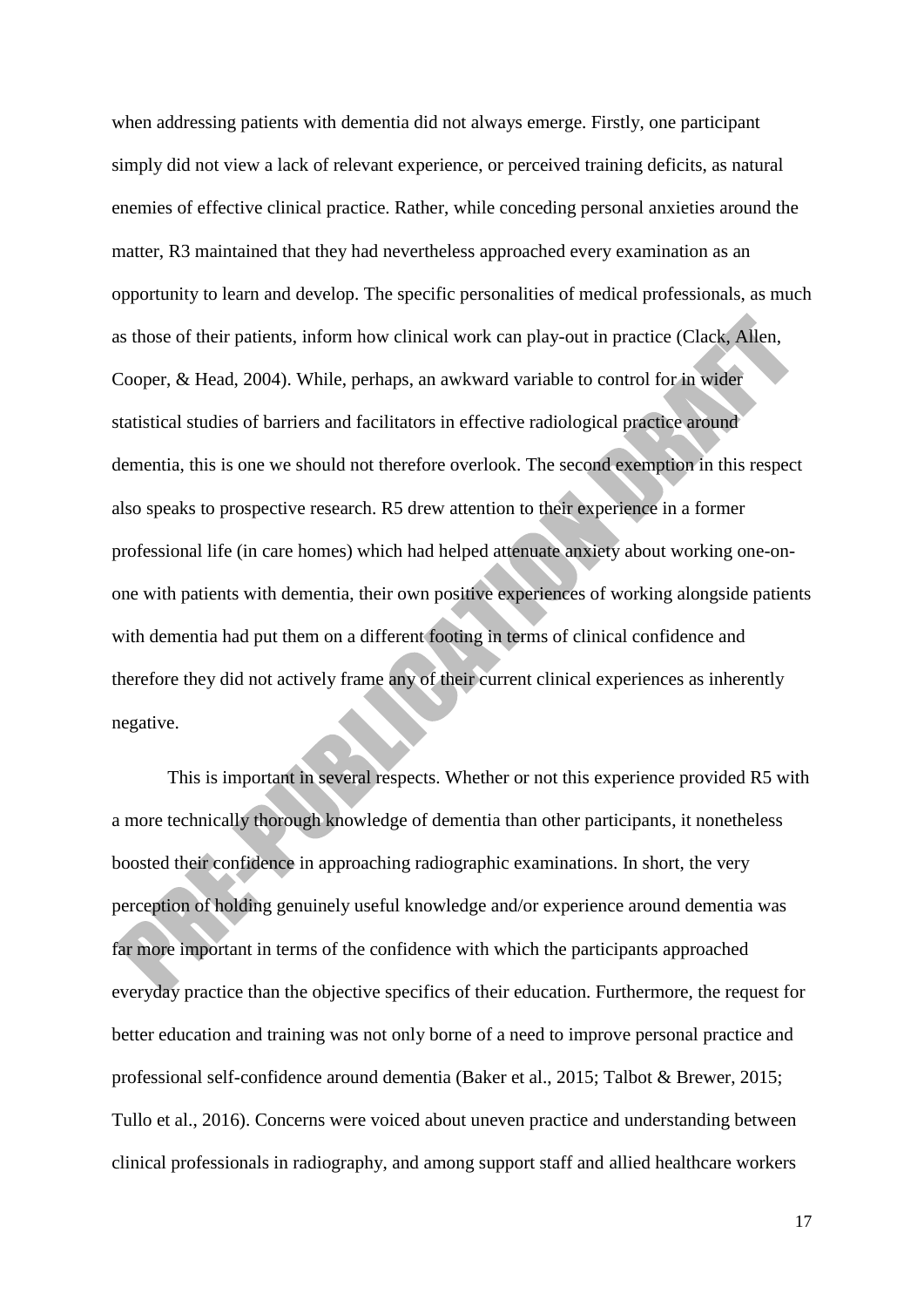when addressing patients with dementia did not always emerge. Firstly, one participant simply did not view a lack of relevant experience, or perceived training deficits, as natural enemies of effective clinical practice. Rather, while conceding personal anxieties around the matter, R3 maintained that they had nevertheless approached every examination as an opportunity to learn and develop. The specific personalities of medical professionals, as much as those of their patients, inform how clinical work can play-out in practice (Clack, Allen, Cooper, & Head, 2004). While, perhaps, an awkward variable to control for in wider statistical studies of barriers and facilitators in effective radiological practice around dementia, this is one we should not therefore overlook. The second exemption in this respect also speaks to prospective research. R5 drew attention to their experience in a former professional life (in care homes) which had helped attenuate anxiety about working one-on-one with patients with dementia, their own positive experiences of working alongside patients with dementia had put them on a different footing in terms of clinical confidence and therefore they did not actively frame any of their current clinical experiences as inherently negative.

This is important in several respects. Whether or not this experience provided R5 with a more technically thorough knowledge of dementia than other participants, it nonetheless boosted their confidence in approaching radiographic examinations. In short, the very perception of holding genuinely useful knowledge and/or experience around dementia was far more important in terms of the confidence with which the participants approached everyday practice than the objective specifics of their education. Furthermore, the request for better education and training was not only borne of a need to improve personal practice and professional self-confidence around dementia (Baker et al., 2015; Talbot & Brewer, 2015; Tullo et al., 2016). Concerns were voiced about uneven practice and understanding between clinical professionals in radiography, and among support staff and allied healthcare workers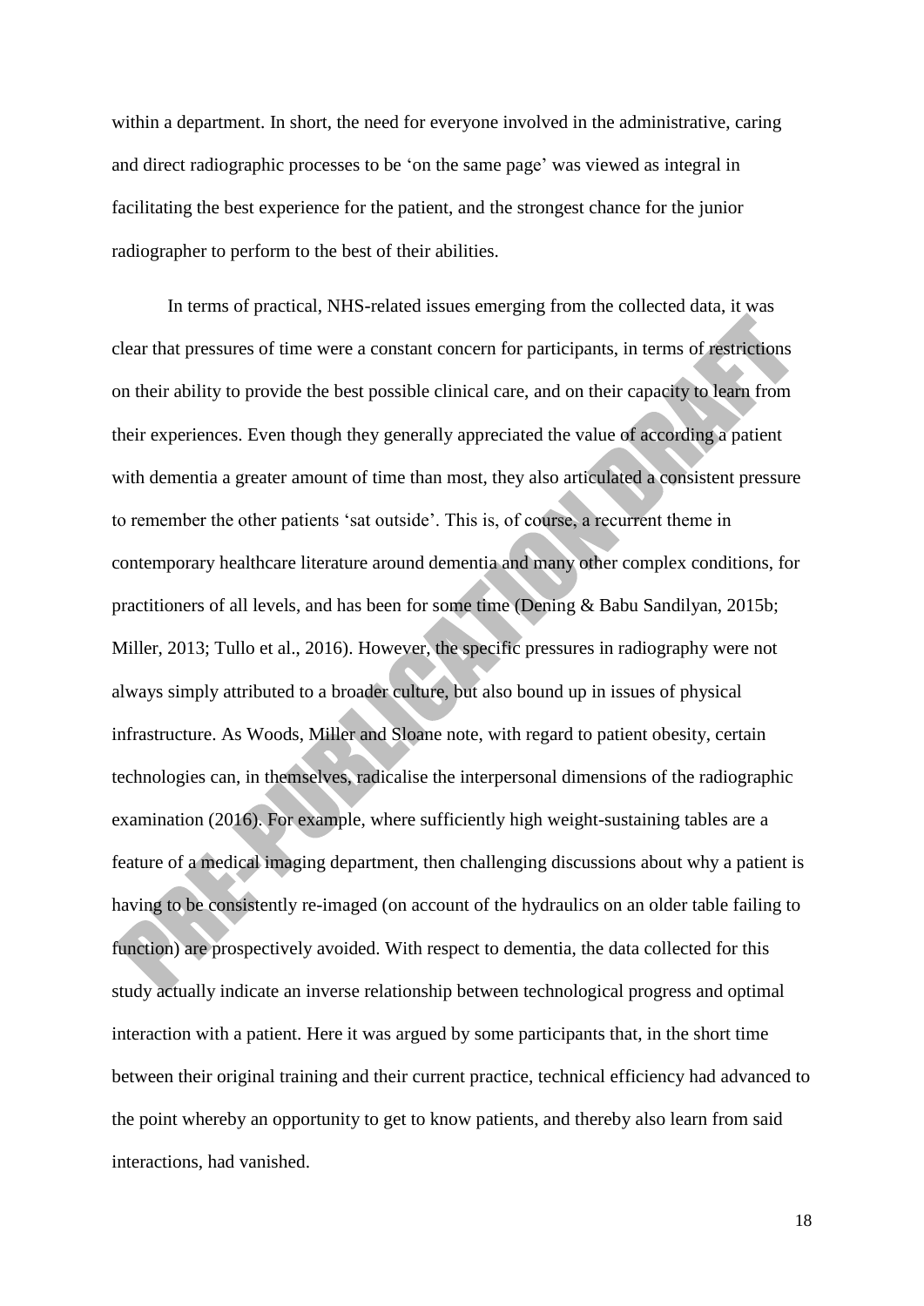within a department. In short, the need for everyone involved in the administrative, caring and direct radiographic processes to be 'on the same page' was viewed as integral in facilitating the best experience for the patient, and the strongest chance for the junior radiographer to perform to the best of their abilities.

In terms of practical, NHS-related issues emerging from the collected data, it was clear that pressures of time were a constant concern for participants, in terms of restrictions on their ability to provide the best possible clinical care, and on their capacity to learn from their experiences. Even though they generally appreciated the value of according a patient with dementia a greater amount of time than most, they also articulated a consistent pressure to remember the other patients 'sat outside'. This is, of course, a recurrent theme in contemporary healthcare literature around dementia and many other complex conditions, for practitioners of all levels, and has been for some time (Dening & Babu Sandilyan, 2015b; Miller, 2013; Tullo et al., 2016). However, the specific pressures in radiography were not always simply attributed to a broader culture, but also bound up in issues of physical infrastructure. As Woods, Miller and Sloane note, with regard to patient obesity, certain technologies can, in themselves, radicalise the interpersonal dimensions of the radiographic examination (2016). For example, where sufficiently high weight-sustaining tables are a feature of a medical imaging department, then challenging discussions about why a patient is having to be consistently re-imaged (on account of the hydraulics on an older table failing to function) are prospectively avoided. With respect to dementia, the data collected for this study actually indicate an inverse relationship between technological progress and optimal interaction with a patient. Here it was argued by some participants that, in the short time between their original training and their current practice, technical efficiency had advanced to the point whereby an opportunity to get to know patients, and thereby also learn from said interactions, had vanished.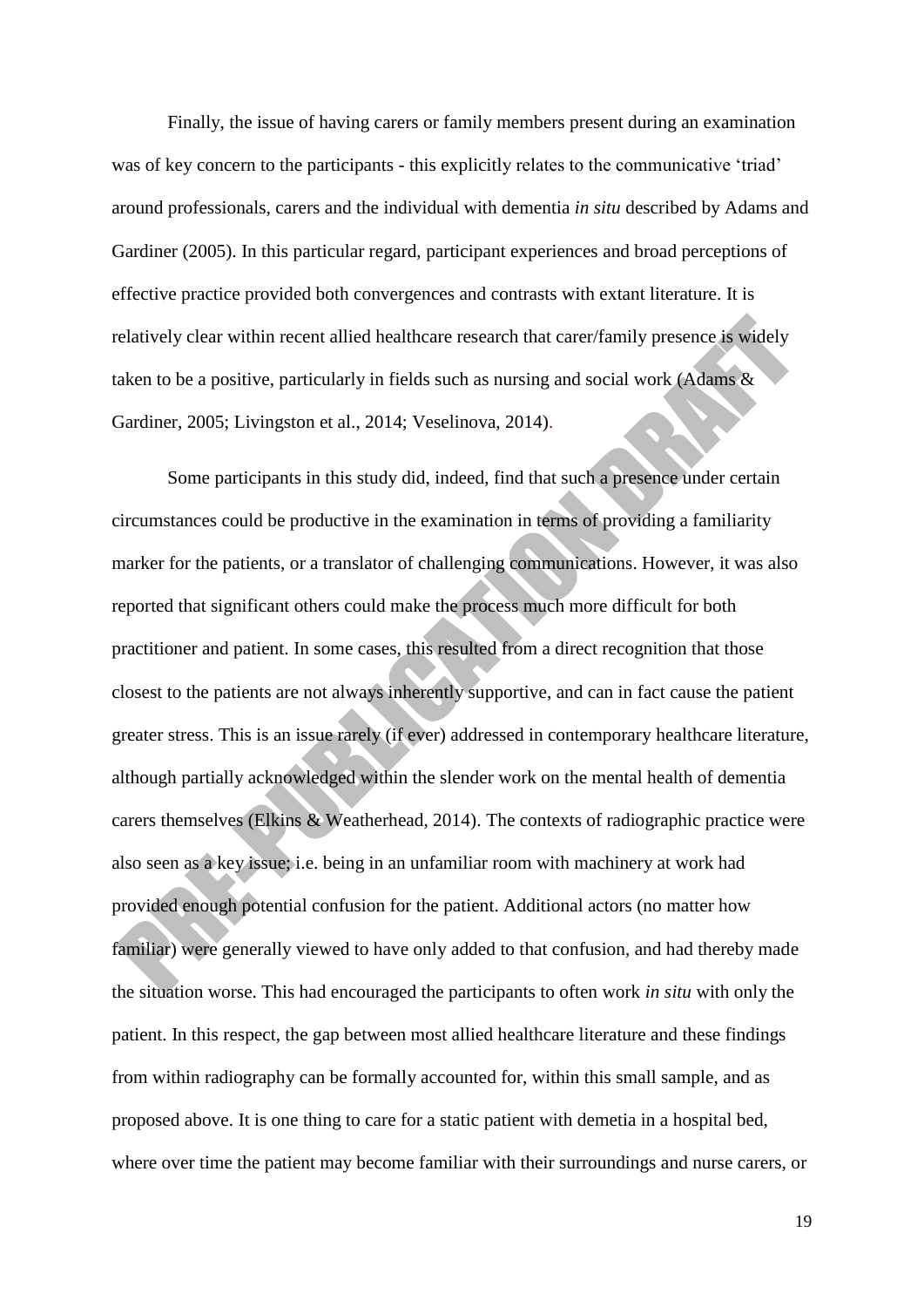Finally, the issue of having carers or family members present during an examination was of key concern to the participants - this explicitly relates to the communicative 'triad' around professionals, carers and the individual with dementia *in situ* described by Adams and Gardiner (2005). In this particular regard, participant experiences and broad perceptions of effective practice provided both convergences and contrasts with extant literature. It is relatively clear within recent allied healthcare research that carer/family presence is widely taken to be a positive, particularly in fields such as nursing and social work (Adams & Gardiner, 2005; Livingston et al., 2014; Veselinova, 2014).

Some participants in this study did, indeed, find that such a presence under certain circumstances could be productive in the examination in terms of providing a familiarity marker for the patients, or a translator of challenging communications. However, it was also reported that significant others could make the process much more difficult for both practitioner and patient. In some cases, this resulted from a direct recognition that those closest to the patients are not always inherently supportive, and can in fact cause the patient greater stress. This is an issue rarely (if ever) addressed in contemporary healthcare literature, although partially acknowledged within the slender work on the mental health of dementia carers themselves (Elkins & Weatherhead, 2014). The contexts of radiographic practice were also seen as a key issue; i.e. being in an unfamiliar room with machinery at work had provided enough potential confusion for the patient. Additional actors (no matter how familiar) were generally viewed to have only added to that confusion, and had thereby made the situation worse. This had encouraged the participants to often work *in situ* with only the patient. In this respect, the gap between most allied healthcare literature and these findings from within radiography can be formally accounted for, within this small sample, and as proposed above. It is one thing to care for a static patient with demetia in a hospital bed, where over time the patient may become familiar with their surroundings and nurse carers, or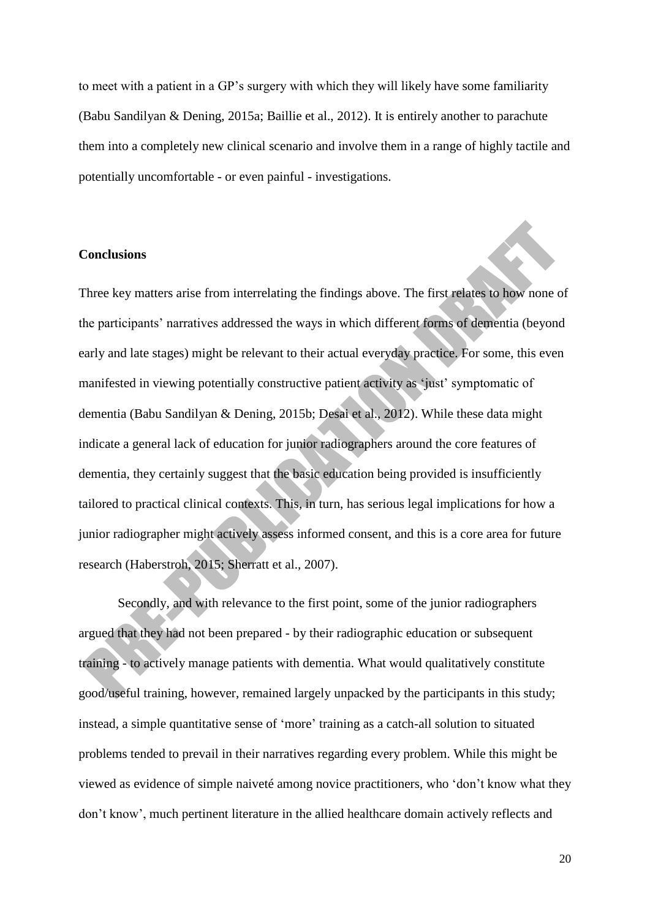to meet with a patient in a GP's surgery with which they will likely have some familiarity (Babu Sandilyan & Dening, 2015a; Baillie et al., 2012). It is entirely another to parachute them into a completely new clinical scenario and involve them in a range of highly tactile and potentially uncomfortable - or even painful - investigations.

## Conclusions

Three key matters arise from interrelating the findings above. The first relates to how none of the participants' narratives addressed the ways in which different forms of dementia (beyond early and late stages) might be relevant to their actual everyday practice. For some, this even manifested in viewing potentially constructive patient activity as 'just' symptomatic of dementia (Babu Sandilyan & Dening, 2015b; Desai et al., 2012). While these data might indicate a general lack of education for junior radiographers around the core features of dementia, they certainly suggest that the basic education being provided is insufficiently tailored to practical clinical contexts. This, in turn, has serious legal implications for how a junior radiographer might actively assess informed consent, and this is a core area for future research (Haberstroh, 2015; Sherratt et al., 2007).

Secondly, and with relevance to the first point, some of the junior radiographers argued that they had not been prepared - by their radiographic education or subsequent training - to actively manage patients with dementia. What would qualitatively constitute good/useful training, however, remained largely unpacked by the participants in this study; instead, a simple quantitative sense of 'more' training as a catch-all solution to situated problems tended to prevail in their narratives regarding every problem. While this might be viewed as evidence of simple naiveté among novice practitioners, who 'don't know what they don't know', much pertinent literature in the allied healthcare domain actively reflects and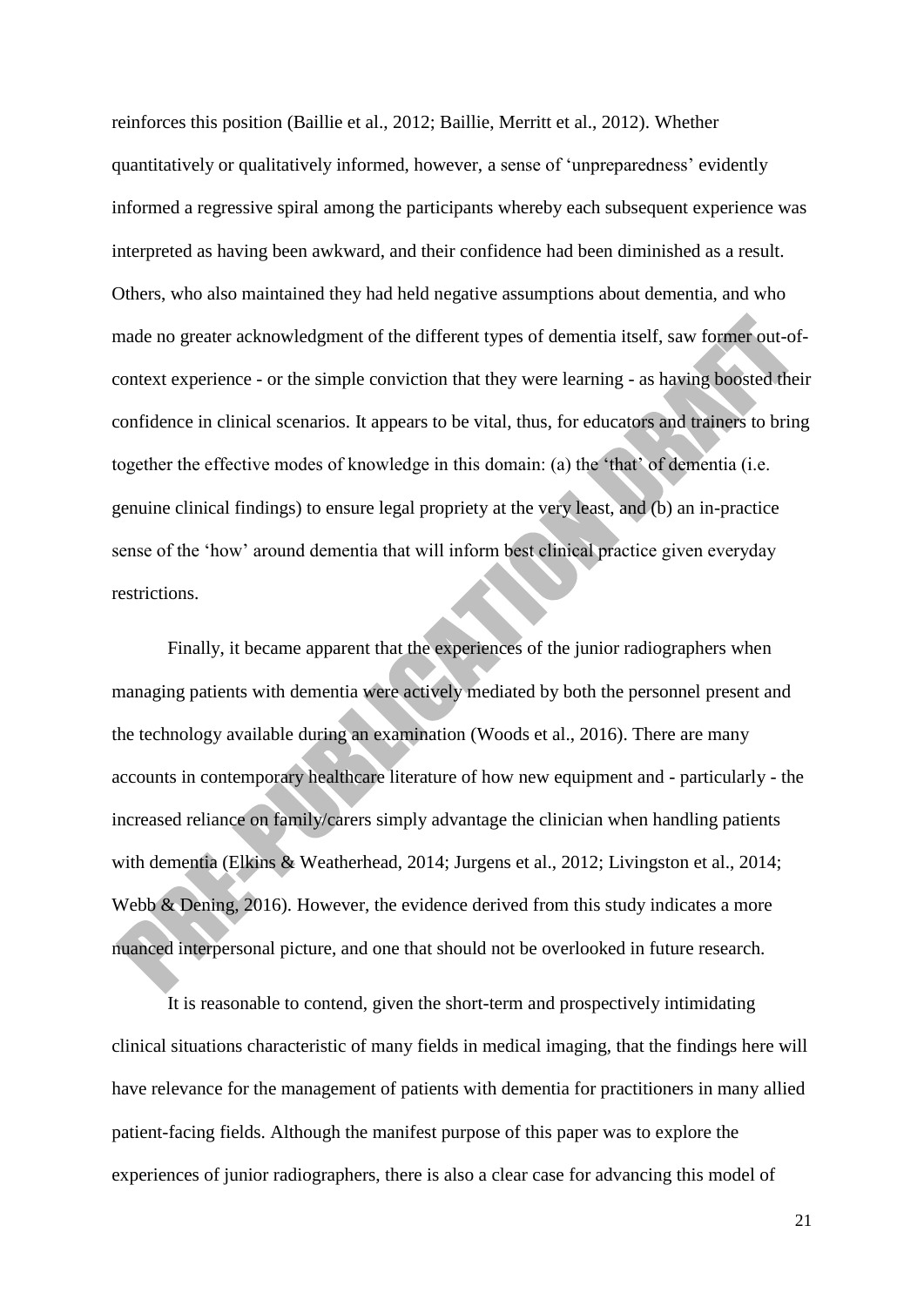reinforces this position (Baillie et al., 2012; Baillie, Merritt et al., 2012). Whether quantitatively or qualitatively informed, however, a sense of 'unpreparedness' evidently informed a regressive spiral among the participants whereby each subsequent experience was interpreted as having been awkward, and their confidence had been diminished as a result. Others, who also maintained they had held negative assumptions about dementia, and who made no greater acknowledgment of the different types of dementia itself, saw former out-of-context experience - or the simple conviction that they were learning - as having boosted their confidence in clinical scenarios. It appears to be vital, thus, for educators and trainers to bring together the effective modes of knowledge in this domain: (a) the 'that' of dementia (i.e. genuine clinical findings) to ensure legal propriety at the very least, and (b) an in-practice sense of the 'how' around dementia that will inform best clinical practice given everyday restrictions.

Finally, it became apparent that the experiences of the junior radiographers when managing patients with dementia were actively mediated by both the personnel present and the technology available during an examination (Woods et al., 2016). There are many accounts in contemporary healthcare literature of how new equipment and - particularly - the increased reliance on family/carers simply advantage the clinician when handling patients with dementia (Elkins & Weatherhead, 2014; Jurgens et al., 2012; Livingston et al., 2014; Webb & Dening, 2016). However, the evidence derived from this study indicates a more nuanced interpersonal picture, and one that should not be overlooked in future research.

It is reasonable to contend, given the short-term and prospectively intimidating clinical situations characteristic of many fields in medical imaging, that the findings here will have relevance for the management of patients with dementia for practitioners in many allied patient-facing fields. Although the manifest purpose of this paper was to explore the experiences of junior radiographers, there is also a clear case for advancing this model of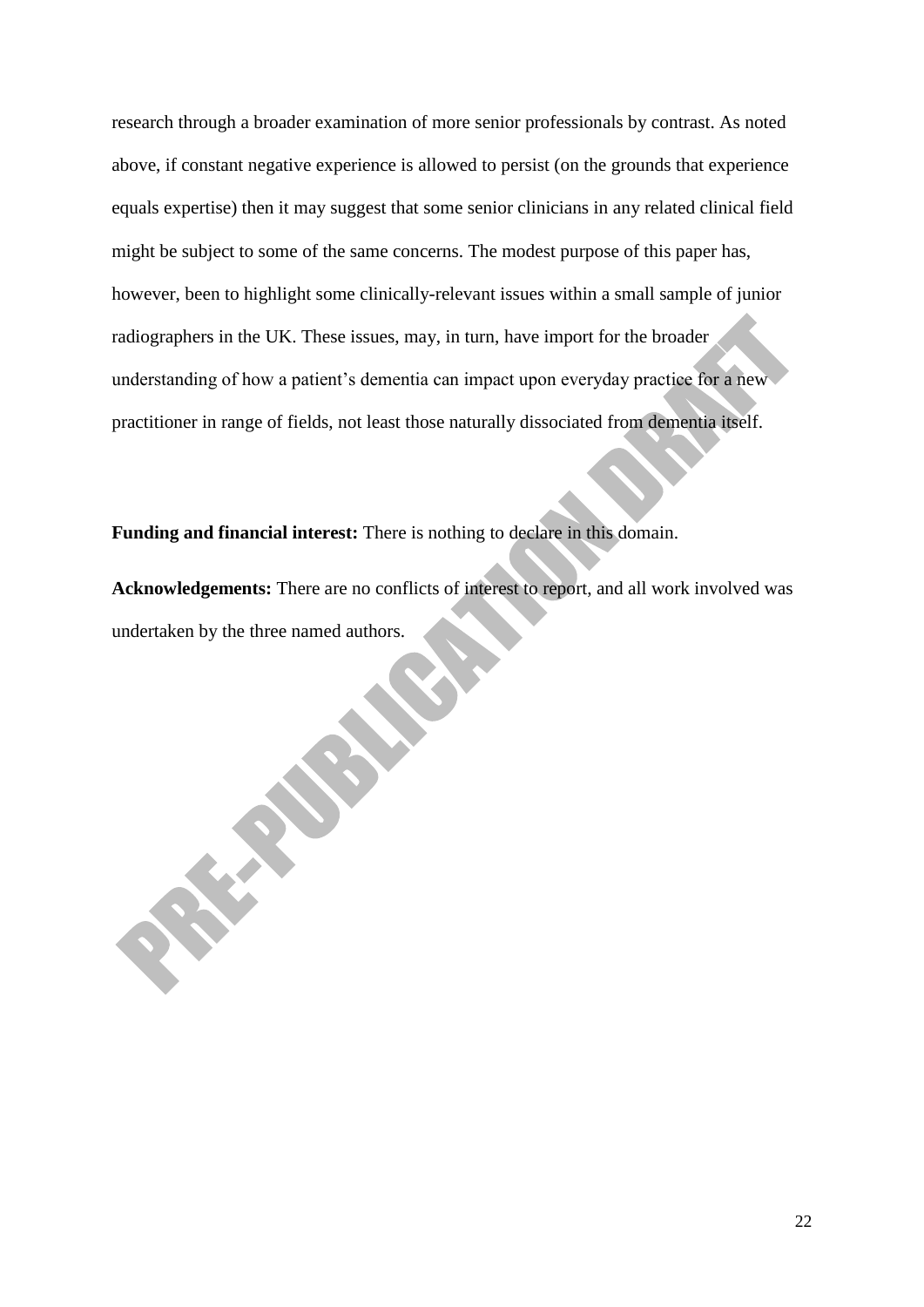research through a broader examination of more senior professionals by contrast. As noted above, if constant negative experience is allowed to persist (on the grounds that experience equals expertise) then it may suggest that some senior clinicians in any related clinical field might be subject to some of the same concerns. The modest purpose of this paper has, however, been to highlight some clinically-relevant issues within a small sample of junior radiographers in the UK. These issues, may, in turn, have import for the broader understanding of how a patient's dementia can impact upon everyday practice for a new practitioner in range of fields, not least those naturally dissociated from dementia itself.

**Funding and financial interest:** There is nothing to declare in this domain.

**Acknowledgements:** There are no conflicts of interest to report, and all work involved was undertaken by the three named authors.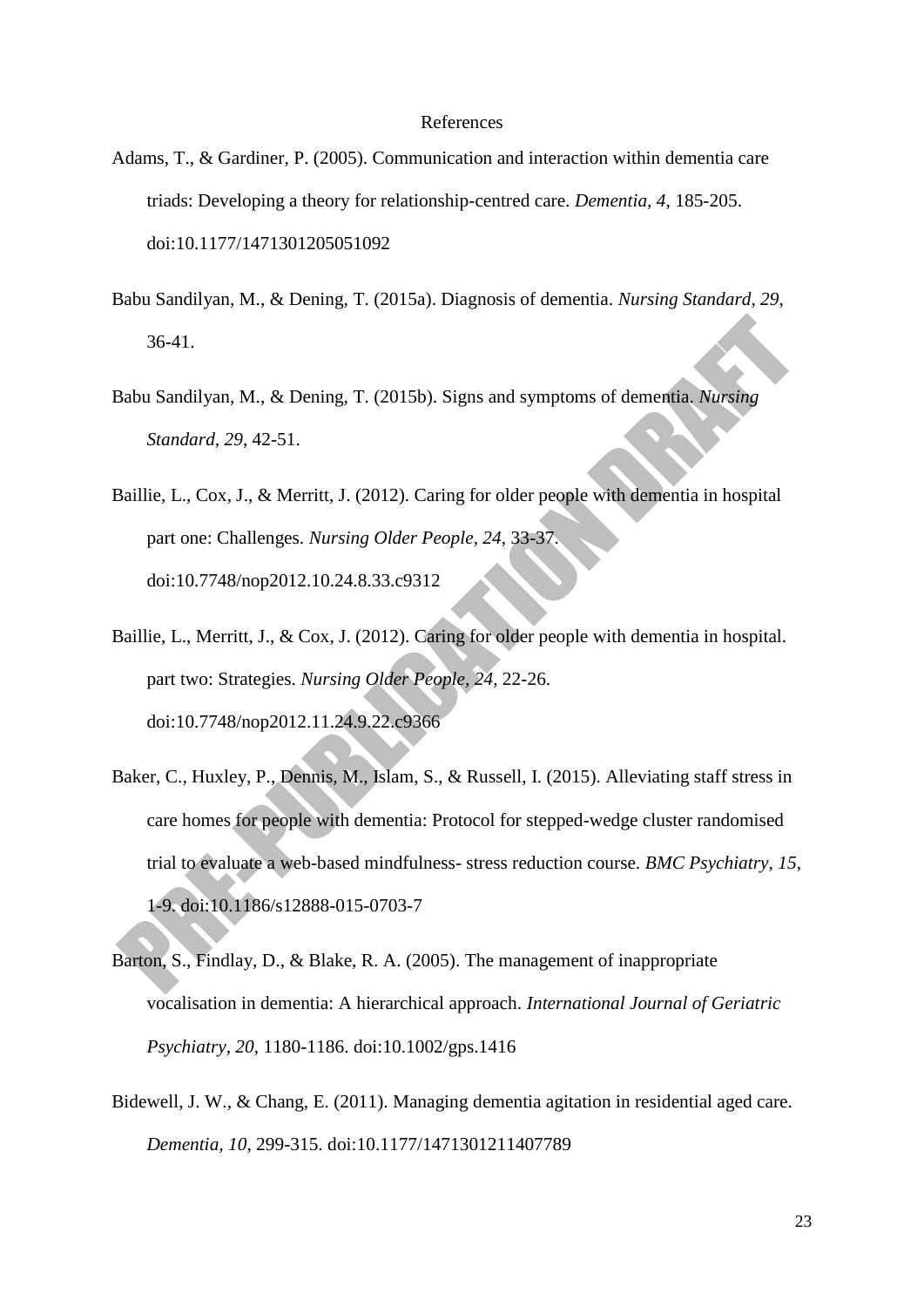# References

Adams, T., & Gardiner, P. (2005). Communication and interaction within dementia care triads: Developing a theory for relationship-centred care. *Dementia, 4*, 185-205. doi:10.1177/1471301205051092

Babu Sandilyan, M., & Dening, T. (2015a). Diagnosis of dementia. *Nursing Standard, 29*, 36-41.

Babu Sandilyan, M., & Dening, T. (2015b). Signs and symptoms of dementia. *Nursing Standard, 29*, 42-51.

Baillie, L., Cox, J., & Merritt, J. (2012). Caring for older people with dementia in hospital part one: Challenges. *Nursing Older People, 24*, 33-37. doi:10.7748/nop2012.10.24.8.33.c9312

Baillie, L., Merritt, J., & Cox, J. (2012). Caring for older people with dementia in hospital. part two: Strategies. *Nursing Older People, 24*, 22-26. doi:10.7748/nop2012.11.24.9.22.c9366

Baker, C., Huxley, P., Dennis, M., Islam, S., & Russell, I. (2015). Alleviating staff stress in care homes for people with dementia: Protocol for stepped-wedge cluster randomised trial to evaluate a web-based mindfulness- stress reduction course. *BMC Psychiatry, 15*, 1-9. doi:10.1186/s12888-015-0703-7

Barton, S., Findlay, D., & Blake, R. A. (2005). The management of inappropriate vocalisation in dementia: A hierarchical approach. *International Journal of Geriatric Psychiatry, 20*, 1180-1186. doi:10.1002/gps.1416

Bidewell, J. W., & Chang, E. (2011). Managing dementia agitation in residential aged care. *Dementia, 10*, 299-315. doi:10.1177/1471301211407789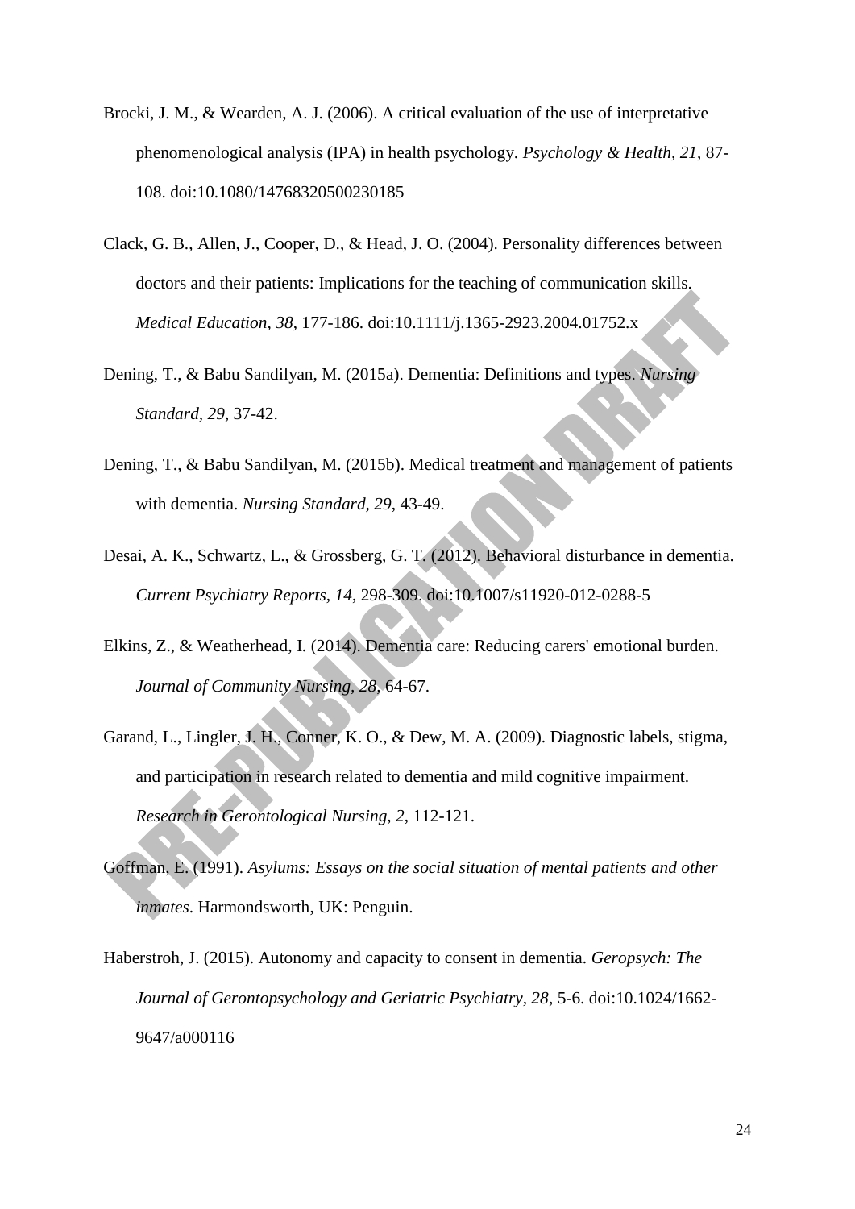Brocki, J. M., & Wearden, A. J. (2006). A critical evaluation of the use of interpretative phenomenological analysis (IPA) in health psychology. *Psychology & Health, 21*, 87-108. doi:10.1080/14768320500230185

Clack, G. B., Allen, J., Cooper, D., & Head, J. O. (2004). Personality differences between doctors and their patients: Implications for the teaching of communication skills. *Medical Education, 38*, 177-186. doi:10.1111/j.1365-2923.2004.01752.x

Dening, T., & Babu Sandilyan, M. (2015a). Dementia: Definitions and types. *Nursing Standard, 29*, 37-42.

Dening, T., & Babu Sandilyan, M. (2015b). Medical treatment and management of patients with dementia. *Nursing Standard, 29*, 43-49.

Desai, A. K., Schwartz, L., & Grossberg, G. T. (2012). Behavioral disturbance in dementia. *Current Psychiatry Reports, 14*, 298-309. doi:10.1007/s11920-012-0288-5

Elkins, Z., & Weatherhead, I. (2014). Dementia care: Reducing carers' emotional burden. *Journal of Community Nursing, 28*, 64-67.

Garand, L., Lingler, J. H., Conner, K. O., & Dew, M. A. (2009). Diagnostic labels, stigma, and participation in research related to dementia and mild cognitive impairment. *Research in Gerontological Nursing, 2*, 112-121.

Goffman, E. (1991). *Asylums: Essays on the social situation of mental patients and other inmates*. Harmondsworth, UK: Penguin.

Haberstroh, J. (2015). Autonomy and capacity to consent in dementia. *Geropsych: The Journal of Gerontopsychology and Geriatric Psychiatry, 28*, 5-6. doi:10.1024/1662-9647/a000116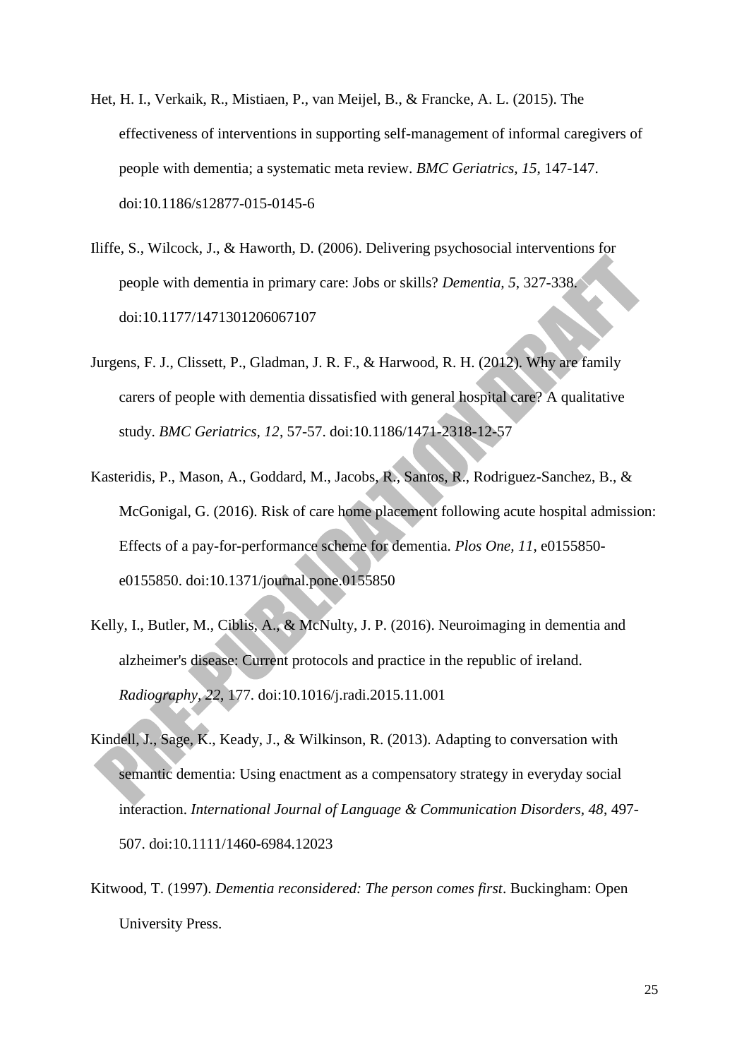Het, H. I., Verkaik, R., Mistiaen, P., van Meijel, B., & Francke, A. L. (2015). The effectiveness of interventions in supporting self-management of informal caregivers of people with dementia; a systematic meta review. *BMC Geriatrics, 15*, 147-147. doi:10.1186/s12877-015-0145-6

Iliffe, S., Wilcock, J., & Haworth, D. (2006). Delivering psychosocial interventions for people with dementia in primary care: Jobs or skills? *Dementia, 5*, 327-338. doi:10.1177/1471301206067107

Jurgens, F. J., Clissett, P., Gladman, J. R. F., & Harwood, R. H. (2012). Why are family carers of people with dementia dissatisfied with general hospital care? A qualitative study. *BMC Geriatrics, 12*, 57-57. doi:10.1186/1471-2318-12-57

Kasteridis, P., Mason, A., Goddard, M., Jacobs, R., Santos, R., Rodriguez-Sanchez, B., & McGonigal, G. (2016). Risk of care home placement following acute hospital admission: Effects of a pay-for-performance scheme for dementia. *Plos One, 11*, e0155850-e0155850. doi:10.1371/journal.pone.0155850

Kelly, I., Butler, M., Ciblis, A., & McNulty, J. P. (2016). Neuroimaging in dementia and alzheimer's disease: Current protocols and practice in the republic of ireland. *Radiography, 22*, 177. doi:10.1016/j.radi.2015.11.001

Kindell, J., Sage, K., Keady, J., & Wilkinson, R. (2013). Adapting to conversation with semantic dementia: Using enactment as a compensatory strategy in everyday social interaction. *International Journal of Language & Communication Disorders, 48*, 497-507. doi:10.1111/1460-6984.12023

Kitwood, T. (1997). *Dementia reconsidered: The person comes first*. Buckingham: Open University Press.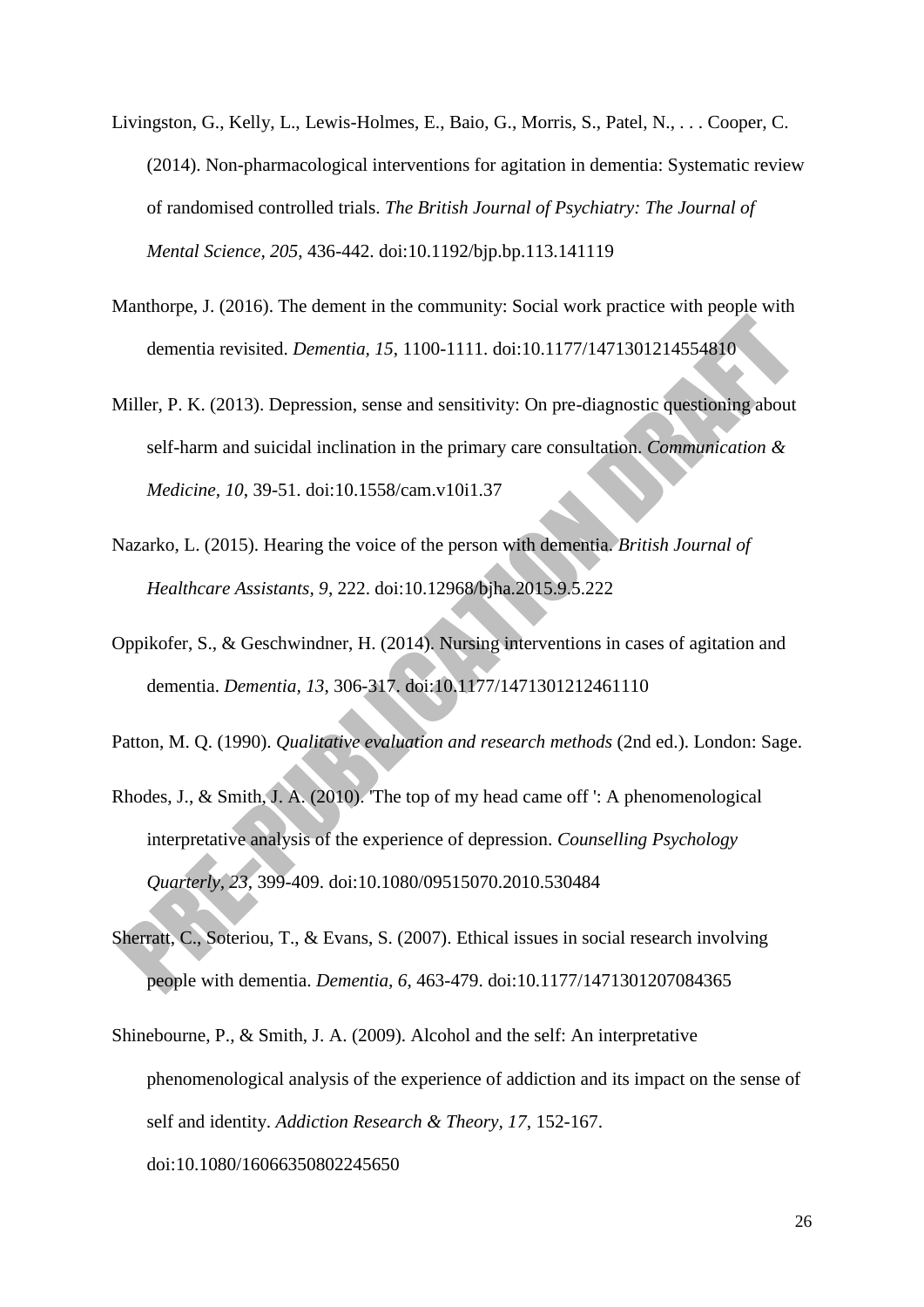Livingston, G., Kelly, L., Lewis-Holmes, E., Baio, G., Morris, S., Patel, N., . . . Cooper, C. (2014). Non-pharmacological interventions for agitation in dementia: Systematic review of randomised controlled trials. *The British Journal of Psychiatry: The Journal of Mental Science, 205*, 436-442. doi:10.1192/bjp.bp.113.141119

Manthorpe, J. (2016). The dement in the community: Social work practice with people with dementia revisited. *Dementia, 15*, 1100-1111. doi:10.1177/1471301214554810

Miller, P. K. (2013). Depression, sense and sensitivity: On pre-diagnostic questioning about self-harm and suicidal inclination in the primary care consultation. *Communication & Medicine, 10*, 39-51. doi:10.1558/cam.v10i1.37

Nazarko, L. (2015). Hearing the voice of the person with dementia. *British Journal of Healthcare Assistants, 9*, 222. doi:10.12968/bjha.2015.9.5.222

Oppikofer, S., & Geschwindner, H. (2014). Nursing interventions in cases of agitation and dementia. *Dementia, 13*, 306-317. doi:10.1177/1471301212461110

Patton, M. Q. (1990). *Qualitative evaluation and research methods* (2nd ed.). London: Sage.

Rhodes, J., & Smith, J. A. (2010). 'The top of my head came off ': A phenomenological interpretative analysis of the experience of depression. *Counselling Psychology Quarterly, 23*, 399-409. doi:10.1080/09515070.2010.530484

Sherratt, C., Soteriou, T., & Evans, S. (2007). Ethical issues in social research involving people with dementia. *Dementia, 6*, 463-479. doi:10.1177/1471301207084365

Shinebourne, P., & Smith, J. A. (2009). Alcohol and the self: An interpretative phenomenological analysis of the experience of addiction and its impact on the sense of self and identity. *Addiction Research & Theory, 17*, 152-167. doi:10.1080/16066350802245650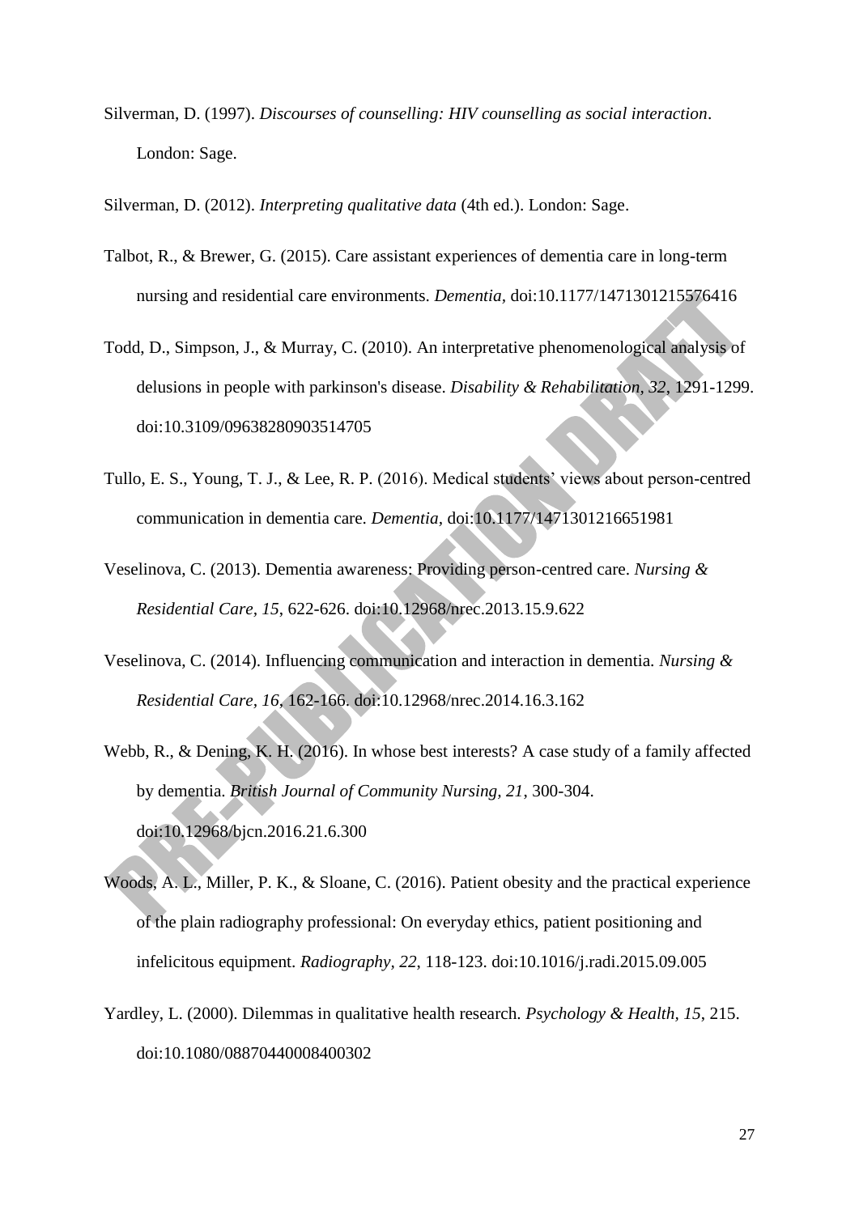Silverman, D. (1997). *Discourses of counselling: HIV counselling as social interaction*. London: Sage.

Silverman, D. (2012). *Interpreting qualitative data* (4th ed.). London: Sage.

Talbot, R., & Brewer, G. (2015). Care assistant experiences of dementia care in long-term nursing and residential care environments. *Dementia*, doi:10.1177/1471301215576416

Todd, D., Simpson, J., & Murray, C. (2010). An interpretative phenomenological analysis of delusions in people with parkinson's disease. *Disability & Rehabilitation, 32*, 1291-1299. doi:10.3109/09638280903514705

Tullo, E. S., Young, T. J., & Lee, R. P. (2016). Medical students' views about person-centred communication in dementia care. *Dementia*, doi:10.1177/1471301216651981

Veselinova, C. (2013). Dementia awareness: Providing person-centred care. *Nursing & Residential Care, 15*, 622-626. doi:10.12968/nrec.2013.15.9.622

Veselinova, C. (2014). Influencing communication and interaction in dementia. *Nursing & Residential Care, 16*, 162-166. doi:10.12968/nrec.2014.16.3.162

Webb, R., & Dening, K. H. (2016). In whose best interests? A case study of a family affected by dementia. *British Journal of Community Nursing, 21*, 300-304. doi:10.12968/bjcn.2016.21.6.300

Woods, A. L., Miller, P. K., & Sloane, C. (2016). Patient obesity and the practical experience of the plain radiography professional: On everyday ethics, patient positioning and infelicitous equipment. *Radiography, 22*, 118-123. doi:10.1016/j.radi.2015.09.005

Yardley, L. (2000). Dilemmas in qualitative health research. *Psychology & Health, 15*, 215. doi:10.1080/08870440008400302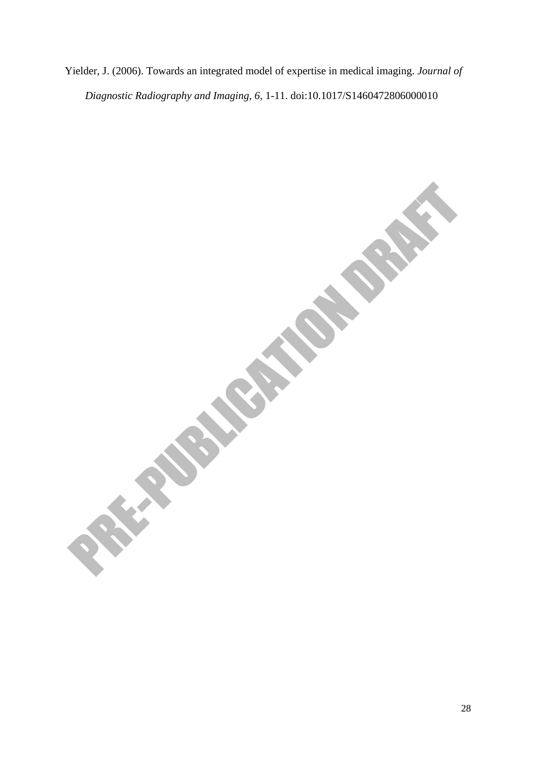Yielder, J. (2006). Towards an integrated model of expertise in medical imaging. *Journal of Diagnostic Radiography and Imaging, 6*, 1-11. doi:10.1017/S1460472806000010